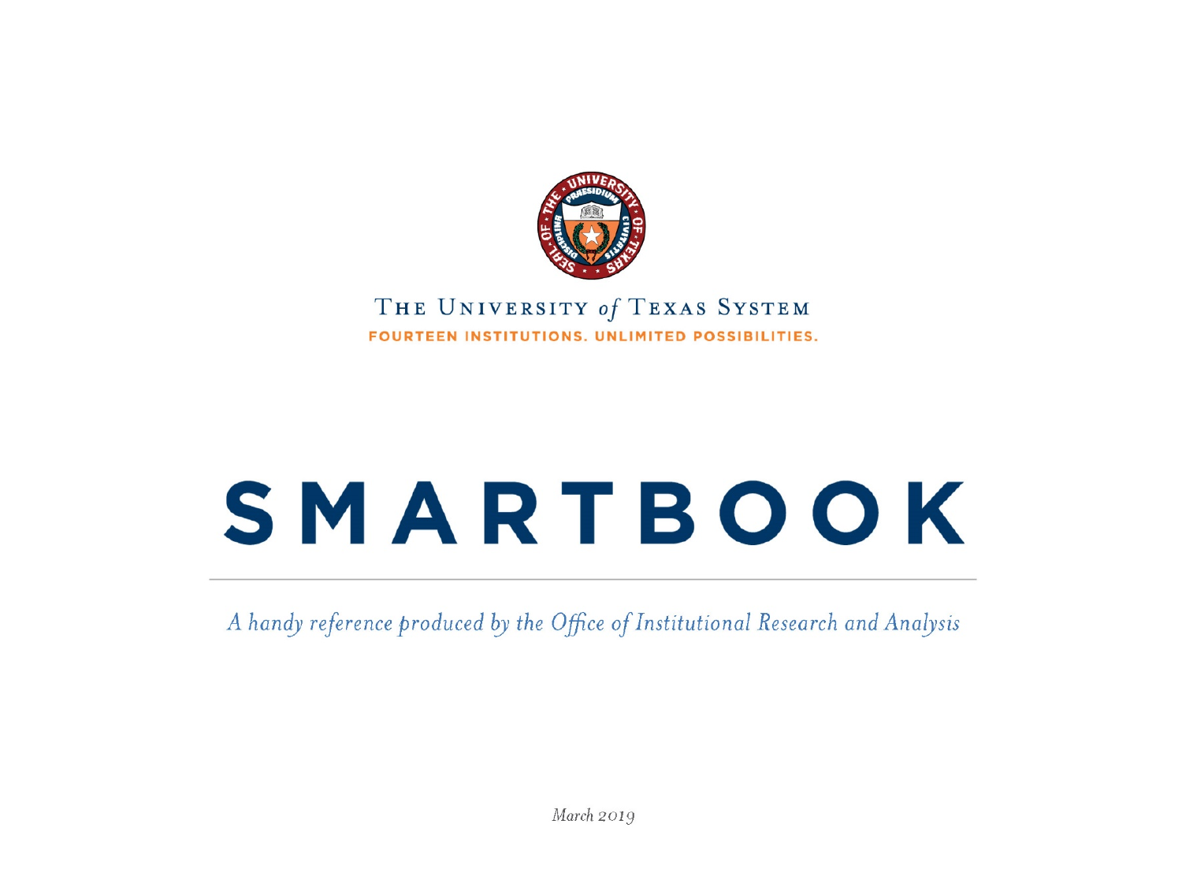THE UNIVERSITY *of* TEXAS SYSTEM

FOURTEEN INSTITUTIONS. UNLIMITED POSSIBILITIES.

# SMARTBOOK

*A handy reference produced by the Office of Institutional Research and Analysis*

*March 2019*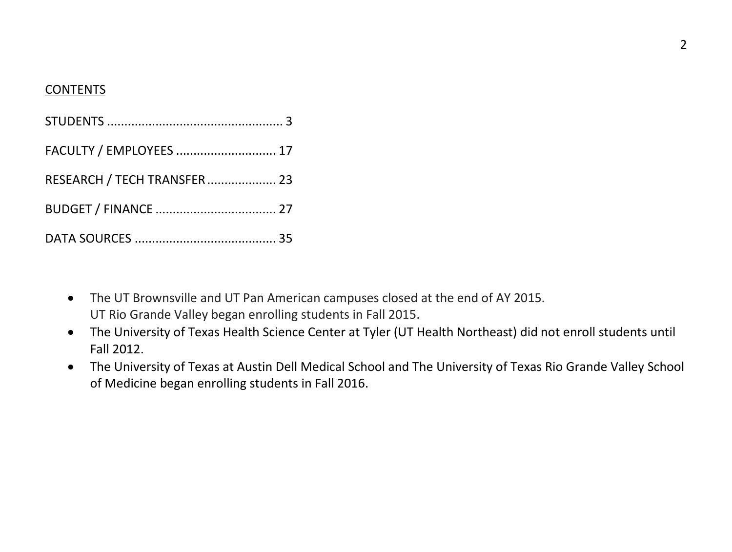CONTENTS

STUDENTS ................................................... 3

FACULTY / EMPLOYEES ............................ 17

RESEARCH / TECH TRANSFER .................... 23

BUDGET / FINANCE ................................... 27

DATA SOURCES ......................................... 35

- The UT Brownsville and UT Pan American campuses closed at the end of AY 2015.
  UT Rio Grande Valley began enrolling students in Fall 2015.
- The University of Texas Health Science Center at Tyler (UT Health Northeast) did not enroll students until Fall 2012.
- The University of Texas at Austin Dell Medical School and The University of Texas Rio Grande Valley School of Medicine began enrolling students in Fall 2016.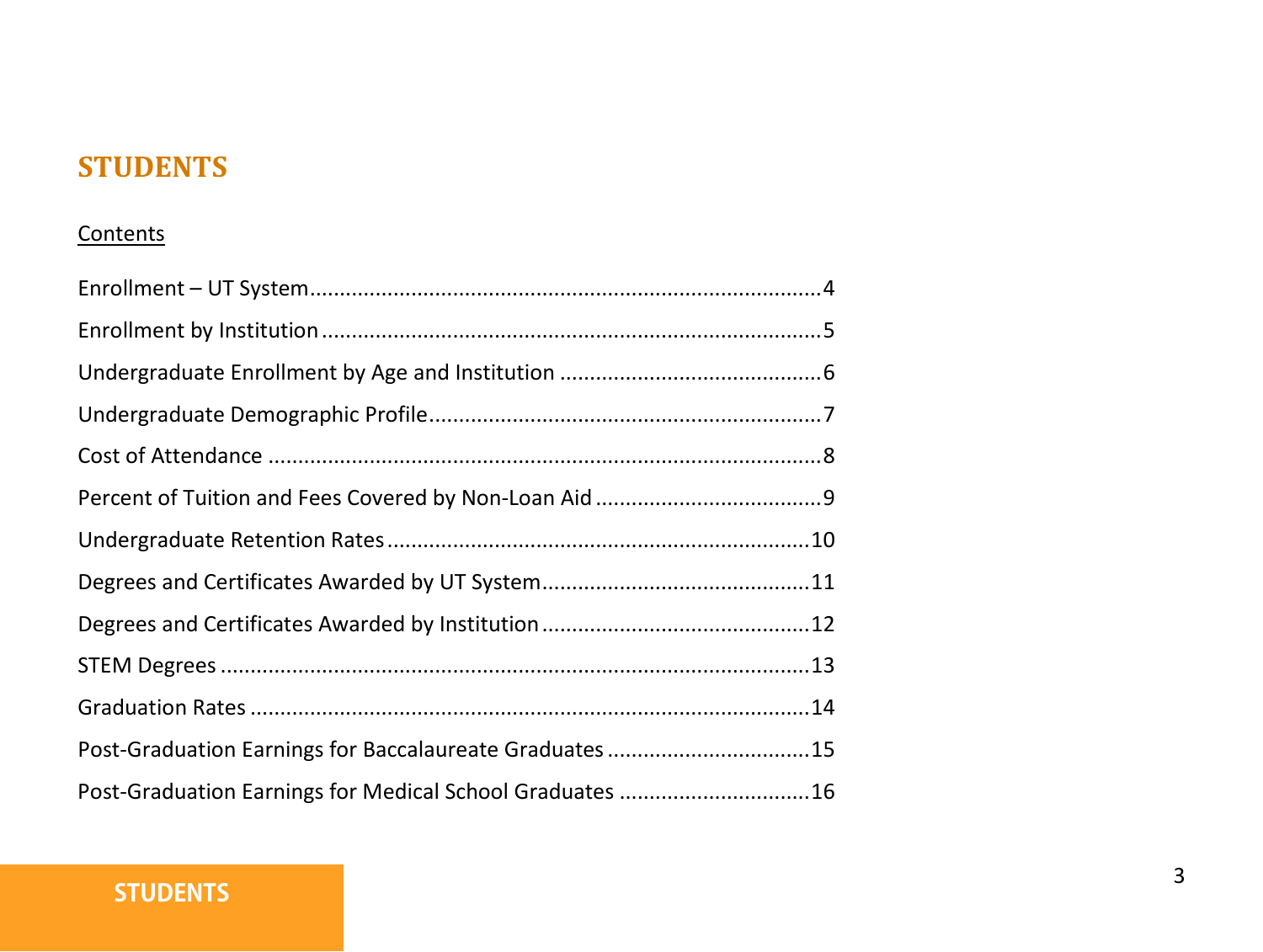# STUDENTS

Contents

Enrollment – UT System....................................................................................4

Enrollment by Institution..................................................................................5

Undergraduate Enrollment by Age and Institution ...........................................6

Undergraduate Demographic Profile................................................................7

Cost of Attendance ..........................................................................................8

Percent of Tuition and Fees Covered by Non-Loan Aid ....................................9

Undergraduate Retention Rates.....................................................................10

Degrees and Certificates Awarded by UT System...........................................11

Degrees and Certificates Awarded by Institution...........................................12

STEM Degrees ................................................................................................13

Graduation Rates ...........................................................................................14

Post-Graduation Earnings for Baccalaureate Graduates .................................15

Post-Graduation Earnings for Medical School Graduates ...............................16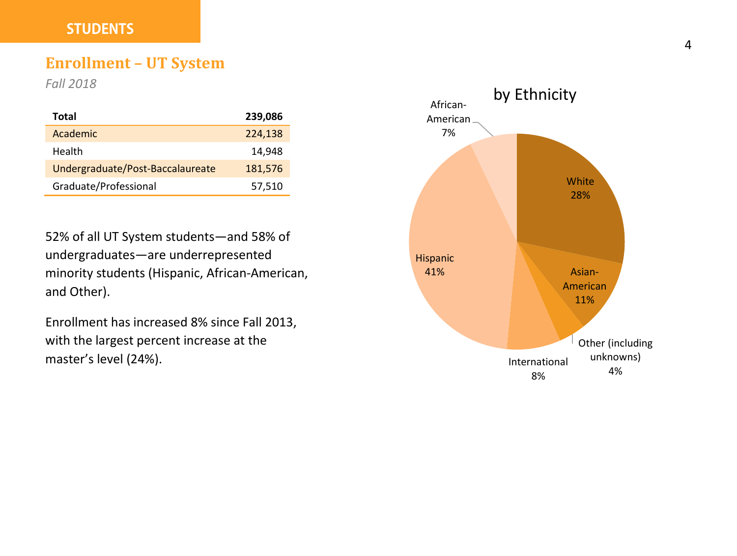STUDENTS

## Enrollment – UT System

*Fall 2018*

| **Total** | **239,086** |
|---|---|
| Academic | 224,138 |
| Health | 14,948 |
| Undergraduate/Post-Baccalaureate | 181,576 |
| Graduate/Professional | 57,510 |

52% of all UT System students—and 58% of undergraduates—are underrepresented minority students (Hispanic, African-American, and Other).

Enrollment has increased 8% since Fall 2013, with the largest percent increase at the master's level (24%).

by Ethnicity

| Ethnicity | Percent |
|---|---|
| White | 28% |
| Asian-American | 11% |
| Other (including unknowns) | 4% |
| International | 8% |
| Hispanic | 41% |
| African-American | 7% |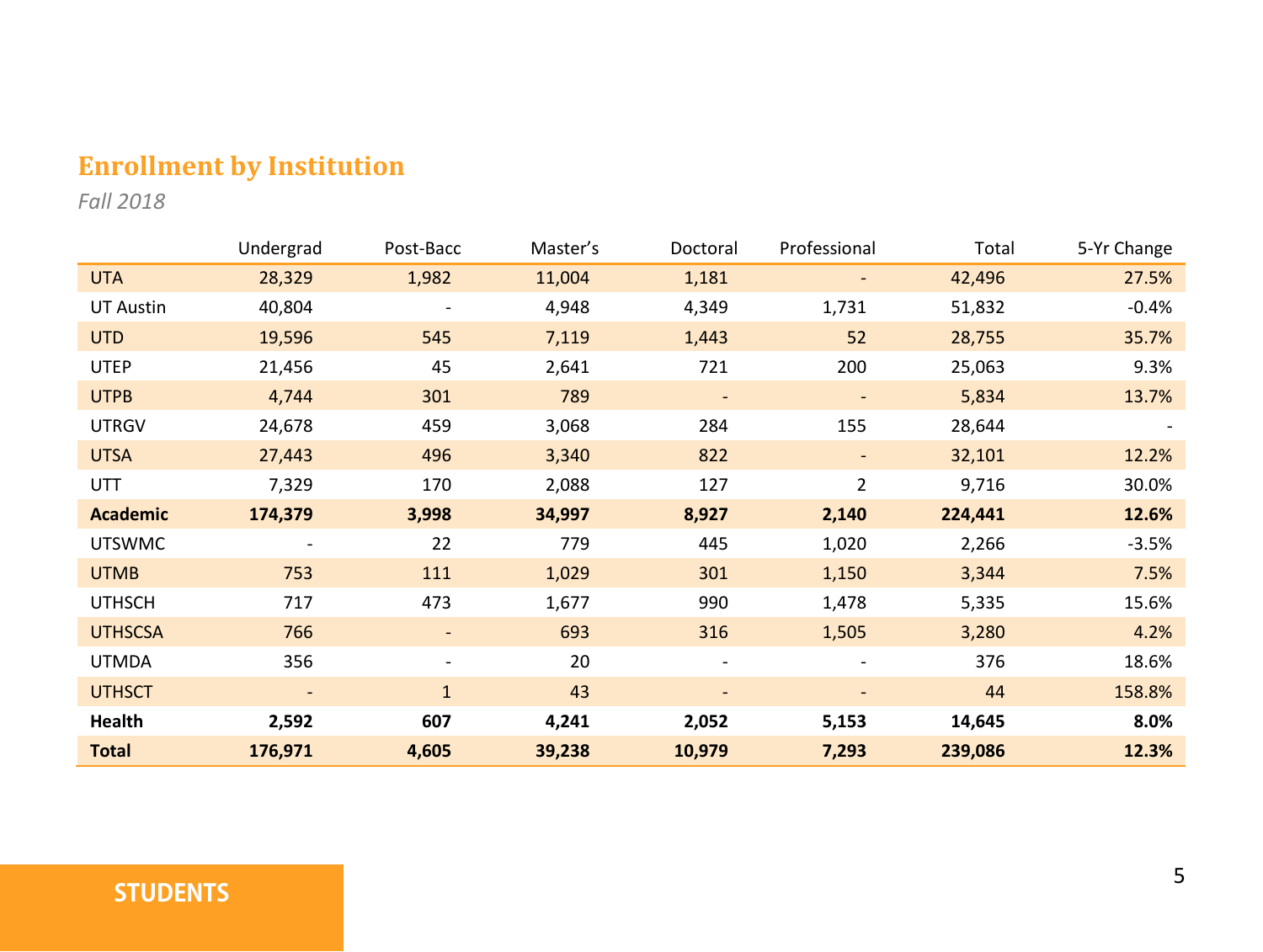## Enrollment by Institution

*Fall 2018*

| | Undergrad | Post-Bacc | Master's | Doctoral | Professional | Total | 5-Yr Change |
|---|---|---|---|---|---|---|---|
| UTA | 28,329 | 1,982 | 11,004 | 1,181 | - | 42,496 | 27.5% |
| UT Austin | 40,804 | - | 4,948 | 4,349 | 1,731 | 51,832 | -0.4% |
| UTD | 19,596 | 545 | 7,119 | 1,443 | 52 | 28,755 | 35.7% |
| UTEP | 21,456 | 45 | 2,641 | 721 | 200 | 25,063 | 9.3% |
| UTPB | 4,744 | 301 | 789 | - | - | 5,834 | 13.7% |
| UTRGV | 24,678 | 459 | 3,068 | 284 | 155 | 28,644 | - |
| UTSA | 27,443 | 496 | 3,340 | 822 | - | 32,101 | 12.2% |
| UTT | 7,329 | 170 | 2,088 | 127 | 2 | 9,716 | 30.0% |
| **Academic** | **174,379** | **3,998** | **34,997** | **8,927** | **2,140** | **224,441** | **12.6%** |
| UTSWMC | - | 22 | 779 | 445 | 1,020 | 2,266 | -3.5% |
| UTMB | 753 | 111 | 1,029 | 301 | 1,150 | 3,344 | 7.5% |
| UTHSCH | 717 | 473 | 1,677 | 990 | 1,478 | 5,335 | 15.6% |
| UTHSCSA | 766 | - | 693 | 316 | 1,505 | 3,280 | 4.2% |
| UTMDA | 356 | - | 20 | - | - | 376 | 18.6% |
| UTHSCT | - | 1 | 43 | - | - | 44 | 158.8% |
| **Health** | **2,592** | **607** | **4,241** | **2,052** | **5,153** | **14,645** | **8.0%** |
| **Total** | **176,971** | **4,605** | **39,238** | **10,979** | **7,293** | **239,086** | **12.3%** |

**STUDENTS**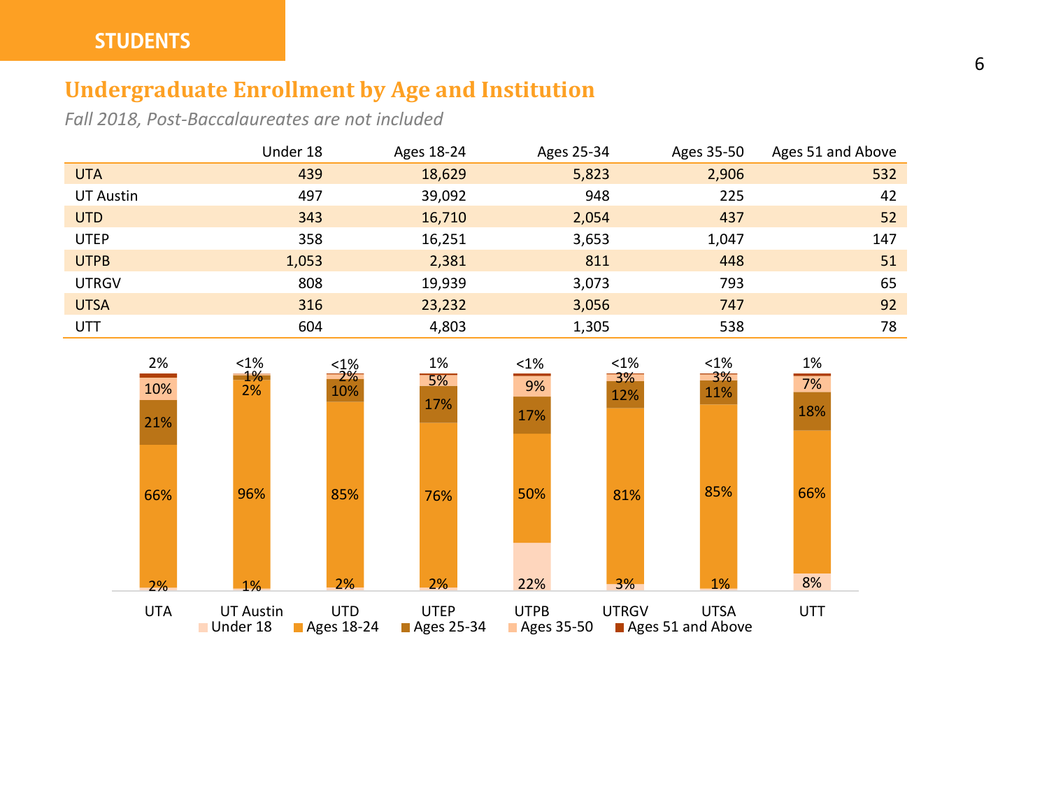STUDENTS

## Undergraduate Enrollment by Age and Institution

*Fall 2018, Post-Baccalaureates are not included*

| | Under 18 | Ages 18-24 | Ages 25-34 | Ages 35-50 | Ages 51 and Above |
|---|---|---|---|---|---|
| UTA | 439 | 18,629 | 5,823 | 2,906 | 532 |
| UT Austin | 497 | 39,092 | 948 | 225 | 42 |
| UTD | 343 | 16,710 | 2,054 | 437 | 52 |
| UTEP | 358 | 16,251 | 3,653 | 1,047 | 147 |
| UTPB | 1,053 | 2,381 | 811 | 448 | 51 |
| UTRGV | 808 | 19,939 | 3,073 | 793 | 65 |
| UTSA | 316 | 23,232 | 3,056 | 747 | 92 |
| UTT | 604 | 4,803 | 1,305 | 538 | 78 |

| | Under 18 | Ages 18-24 | Ages 25-34 | Ages 35-50 | Ages 51 and Above |
|---|---|---|---|---|---|
| UTA | 2% | 66% | 21% | 10% | 2% |
| UT Austin | 1% | 96% | 2% | 1% | <1% |
| UTD | 2% | 85% | 10% | 2% | <1% |
| UTEP | 2% | 76% | 17% | 5% | 1% |
| UTPB | 22% | 50% | 17% | 9% | <1% |
| UTRGV | 3% | 81% | 12% | 3% | <1% |
| UTSA | 1% | 85% | 11% | 3% | <1% |
| UTT | 8% | 66% | 18% | 7% | 1% |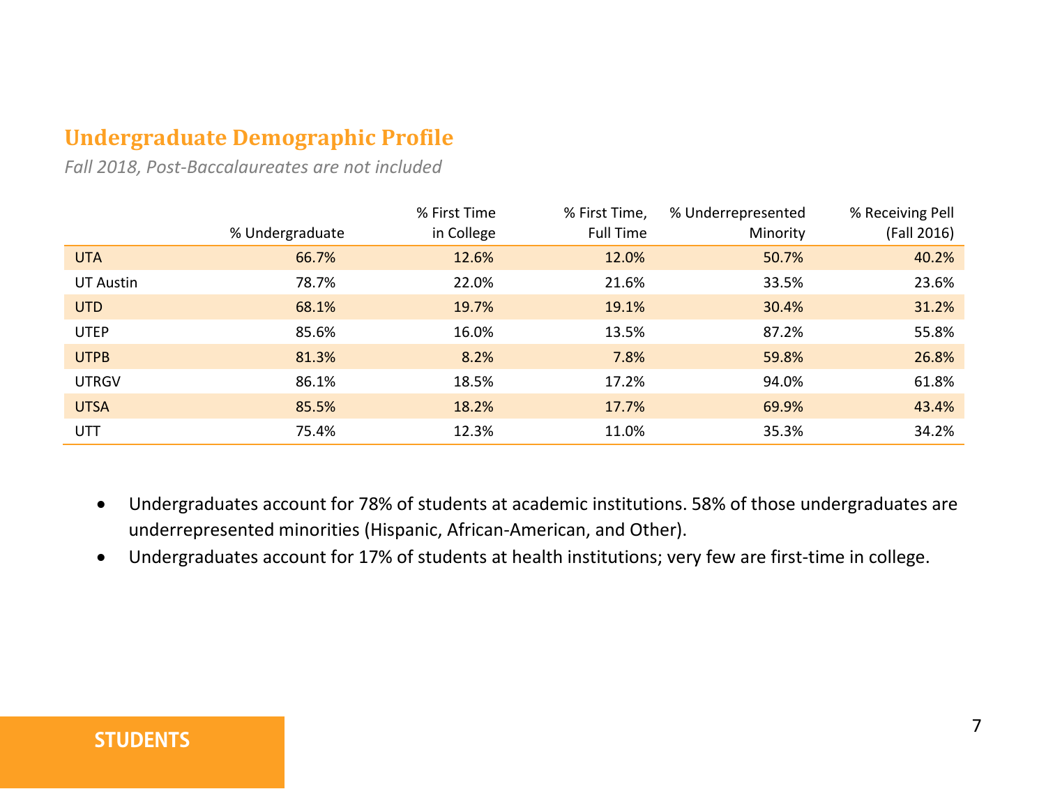## Undergraduate Demographic Profile

*Fall 2018, Post-Baccalaureates are not included*

| | % Undergraduate | % First Time in College | % First Time, Full Time | % Underrepresented Minority | % Receiving Pell (Fall 2016) |
|---|---|---|---|---|---|
| UTA | 66.7% | 12.6% | 12.0% | 50.7% | 40.2% |
| UT Austin | 78.7% | 22.0% | 21.6% | 33.5% | 23.6% |
| UTD | 68.1% | 19.7% | 19.1% | 30.4% | 31.2% |
| UTEP | 85.6% | 16.0% | 13.5% | 87.2% | 55.8% |
| UTPB | 81.3% | 8.2% | 7.8% | 59.8% | 26.8% |
| UTRGV | 86.1% | 18.5% | 17.2% | 94.0% | 61.8% |
| UTSA | 85.5% | 18.2% | 17.7% | 69.9% | 43.4% |
| UTT | 75.4% | 12.3% | 11.0% | 35.3% | 34.2% |

- Undergraduates account for 78% of students at academic institutions. 58% of those undergraduates are underrepresented minorities (Hispanic, African-American, and Other).
- Undergraduates account for 17% of students at health institutions; very few are first-time in college.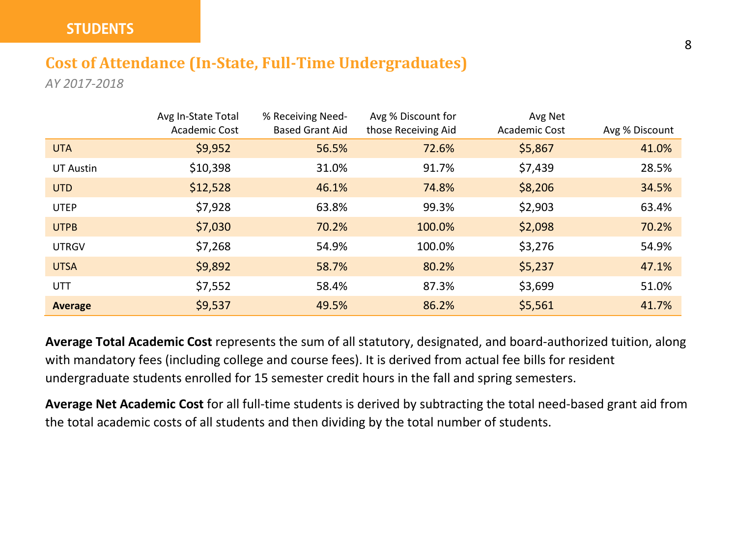STUDENTS

## Cost of Attendance (In-State, Full-Time Undergraduates)

*AY 2017-2018*

| | Avg In-State Total Academic Cost | % Receiving Need-Based Grant Aid | Avg % Discount for those Receiving Aid | Avg Net Academic Cost | Avg % Discount |
|---|---|---|---|---|---|
| UTA | $9,952 | 56.5% | 72.6% | $5,867 | 41.0% |
| UT Austin | $10,398 | 31.0% | 91.7% | $7,439 | 28.5% |
| UTD | $12,528 | 46.1% | 74.8% | $8,206 | 34.5% |
| UTEP | $7,928 | 63.8% | 99.3% | $2,903 | 63.4% |
| UTPB | $7,030 | 70.2% | 100.0% | $2,098 | 70.2% |
| UTRGV | $7,268 | 54.9% | 100.0% | $3,276 | 54.9% |
| UTSA | $9,892 | 58.7% | 80.2% | $5,237 | 47.1% |
| UTT | $7,552 | 58.4% | 87.3% | $3,699 | 51.0% |
| **Average** | $9,537 | 49.5% | 86.2% | $5,561 | 41.7% |

**Average Total Academic Cost** represents the sum of all statutory, designated, and board-authorized tuition, along with mandatory fees (including college and course fees). It is derived from actual fee bills for resident undergraduate students enrolled for 15 semester credit hours in the fall and spring semesters.

**Average Net Academic Cost** for all full-time students is derived by subtracting the total need-based grant aid from the total academic costs of all students and then dividing by the total number of students.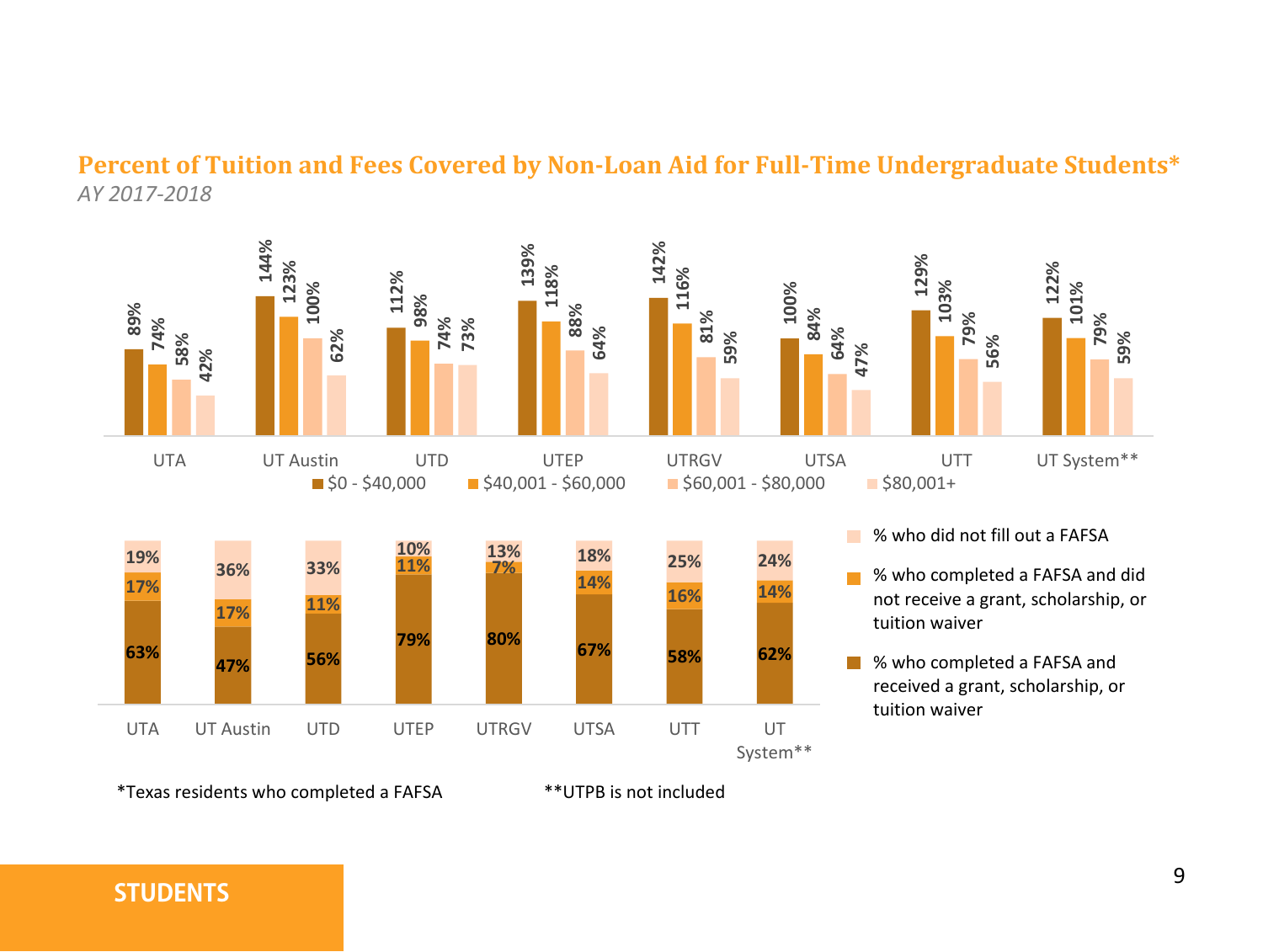## Percent of Tuition and Fees Covered by Non-Loan Aid for Full-Time Undergraduate Students*

*AY 2017-2018*

| | $0 - $40,000 | $40,001 - $60,000 | $60,001 - $80,000 | $80,001+ |
|---|---|---|---|---|
| UTA | 89% | 74% | 58% | 42% |
| UT Austin | 144% | 123% | 100% | 62% |
| UTD | 112% | 98% | 74% | 73% |
| UTEP | 139% | 118% | 88% | 64% |
| UTRGV | 142% | 116% | 81% | 59% |
| UTSA | 100% | 84% | 64% | 47% |
| UTT | 129% | 103% | 79% | 56% |
| UT System** | 122% | 101% | 79% | 59% |

| | % who did not fill out a FAFSA | % who completed a FAFSA and did not receive a grant, scholarship, or tuition waiver | % who completed a FAFSA and received a grant, scholarship, or tuition waiver |
|---|---|---|---|
| UTA | 19% | 17% | 63% |
| UT Austin | 36% | 17% | 47% |
| UTD | 33% | 11% | 56% |
| UTEP | 10% | 11% | 79% |
| UTRGV | 13% | 7% | 80% |
| UTSA | 18% | 14% | 67% |
| UTT | 25% | 16% | 58% |
| UT System** | 24% | 14% | 62% |

*Texas residents who completed a FAFSA

**UTPB is not included

STUDENTS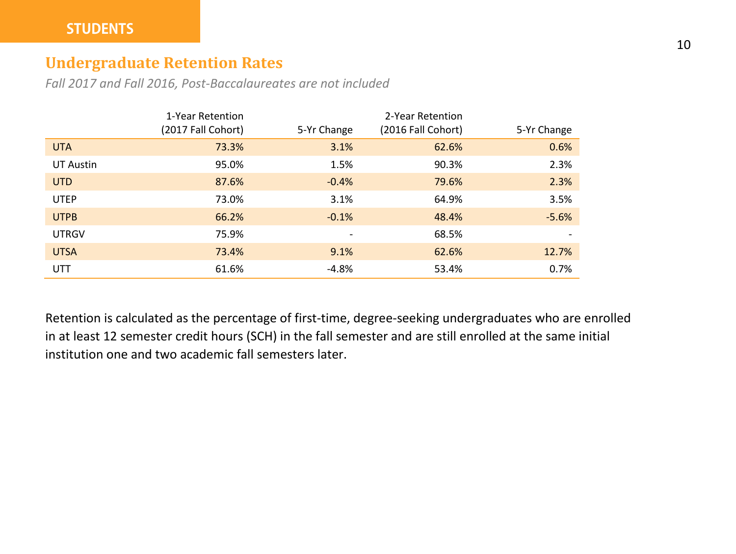STUDENTS

## Undergraduate Retention Rates

*Fall 2017 and Fall 2016, Post-Baccalaureates are not included*

| | 1-Year Retention (2017 Fall Cohort) | 5-Yr Change | 2-Year Retention (2016 Fall Cohort) | 5-Yr Change |
|---|---|---|---|---|
| UTA | 73.3% | 3.1% | 62.6% | 0.6% |
| UT Austin | 95.0% | 1.5% | 90.3% | 2.3% |
| UTD | 87.6% | -0.4% | 79.6% | 2.3% |
| UTEP | 73.0% | 3.1% | 64.9% | 3.5% |
| UTPB | 66.2% | -0.1% | 48.4% | -5.6% |
| UTRGV | 75.9% | - | 68.5% | - |
| UTSA | 73.4% | 9.1% | 62.6% | 12.7% |
| UTT | 61.6% | -4.8% | 53.4% | 0.7% |

Retention is calculated as the percentage of first-time, degree-seeking undergraduates who are enrolled in at least 12 semester credit hours (SCH) in the fall semester and are still enrolled at the same initial institution one and two academic fall semesters later.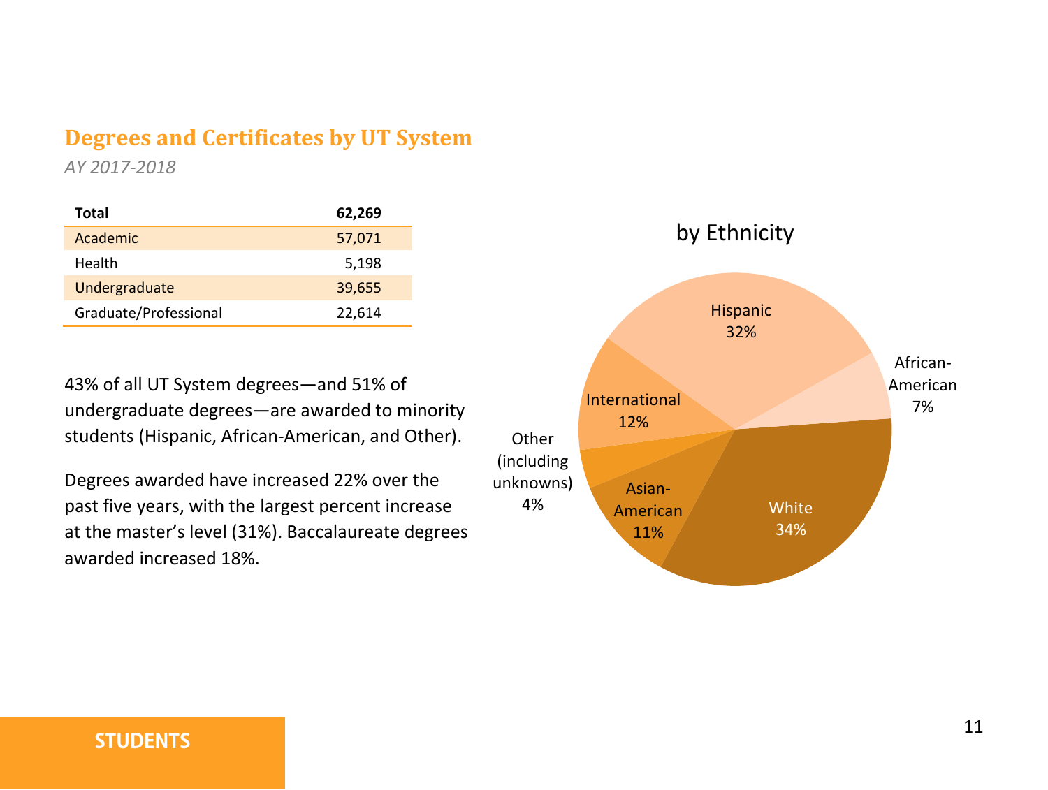## Degrees and Certificates by UT System

*AY 2017-2018*

| **Total** | **62,269** |
|---|---|
| Academic | 57,071 |
| Health | 5,198 |
| Undergraduate | 39,655 |
| Graduate/Professional | 22,614 |

43% of all UT System degrees—and 51% of undergraduate degrees—are awarded to minority students (Hispanic, African-American, and Other).

Degrees awarded have increased 22% over the past five years, with the largest percent increase at the master's level (31%). Baccalaureate degrees awarded increased 18%.

by Ethnicity

| Ethnicity | Percent |
|---|---|
| Hispanic | 32% |
| African-American | 7% |
| White | 34% |
| Asian-American | 11% |
| Other (including unknowns) | 4% |
| International | 12% |

STUDENTS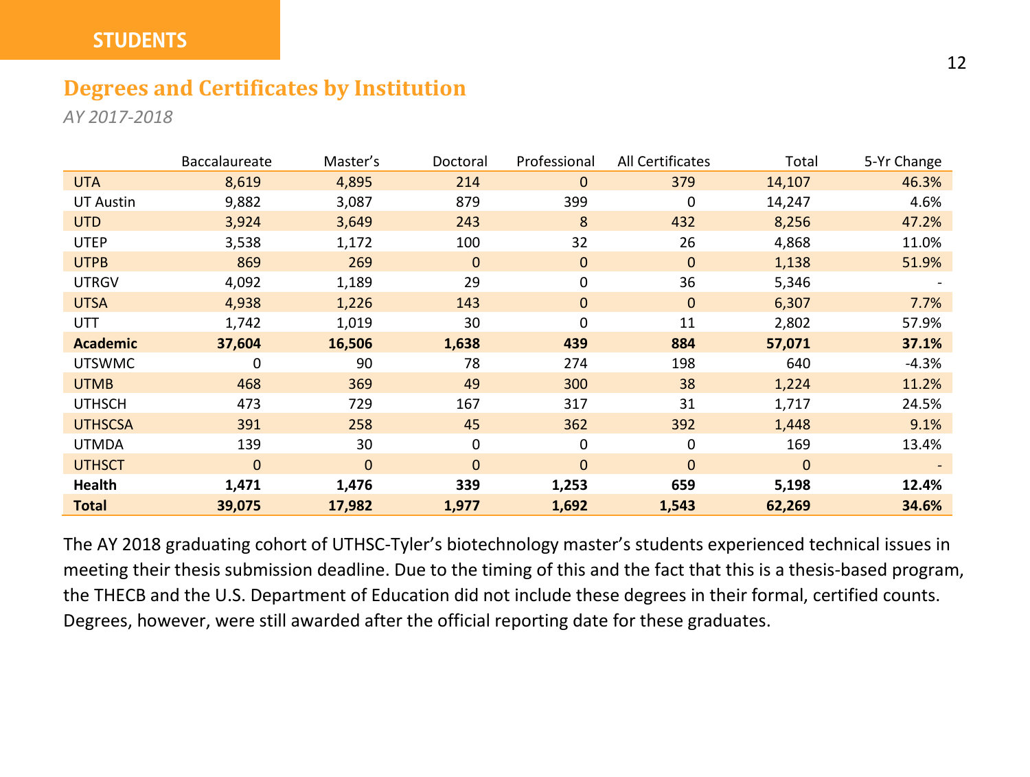STUDENTS

## Degrees and Certificates by Institution

*AY 2017-2018*

| | Baccalaureate | Master's | Doctoral | Professional | All Certificates | Total | 5-Yr Change |
|---|---|---|---|---|---|---|---|
| UTA | 8,619 | 4,895 | 214 | 0 | 379 | 14,107 | 46.3% |
| UT Austin | 9,882 | 3,087 | 879 | 399 | 0 | 14,247 | 4.6% |
| UTD | 3,924 | 3,649 | 243 | 8 | 432 | 8,256 | 47.2% |
| UTEP | 3,538 | 1,172 | 100 | 32 | 26 | 4,868 | 11.0% |
| UTPB | 869 | 269 | 0 | 0 | 0 | 1,138 | 51.9% |
| UTRGV | 4,092 | 1,189 | 29 | 0 | 36 | 5,346 | - |
| UTSA | 4,938 | 1,226 | 143 | 0 | 0 | 6,307 | 7.7% |
| UTT | 1,742 | 1,019 | 30 | 0 | 11 | 2,802 | 57.9% |
| **Academic** | **37,604** | **16,506** | **1,638** | **439** | **884** | **57,071** | **37.1%** |
| UTSWMC | 0 | 90 | 78 | 274 | 198 | 640 | -4.3% |
| UTMB | 468 | 369 | 49 | 300 | 38 | 1,224 | 11.2% |
| UTHSCH | 473 | 729 | 167 | 317 | 31 | 1,717 | 24.5% |
| UTHSCSA | 391 | 258 | 45 | 362 | 392 | 1,448 | 9.1% |
| UTMDA | 139 | 30 | 0 | 0 | 0 | 169 | 13.4% |
| UTHSCT | 0 | 0 | 0 | 0 | 0 | 0 | - |
| **Health** | **1,471** | **1,476** | **339** | **1,253** | **659** | **5,198** | **12.4%** |
| **Total** | **39,075** | **17,982** | **1,977** | **1,692** | **1,543** | **62,269** | **34.6%** |

The AY 2018 graduating cohort of UTHSC-Tyler's biotechnology master's students experienced technical issues in meeting their thesis submission deadline. Due to the timing of this and the fact that this is a thesis-based program, the THECB and the U.S. Department of Education did not include these degrees in their formal, certified counts. Degrees, however, were still awarded after the official reporting date for these graduates.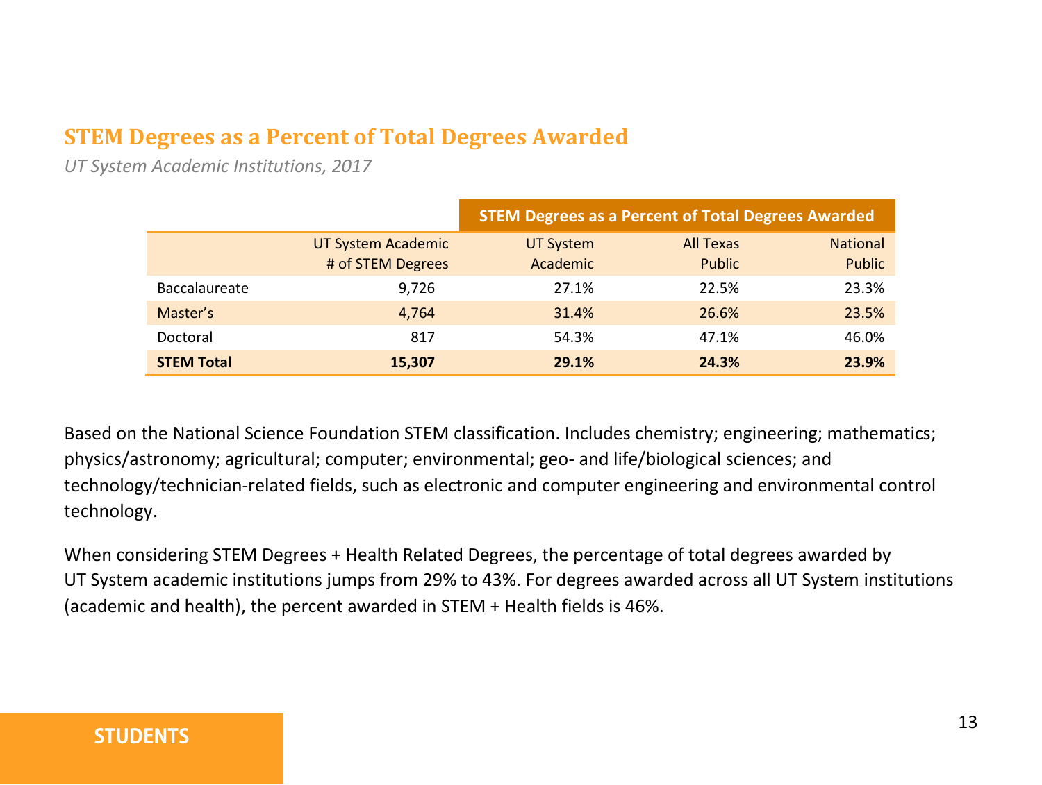## STEM Degrees as a Percent of Total Degrees Awarded

*UT System Academic Institutions, 2017*

| | | STEM Degrees as a Percent of Total Degrees Awarded | | |
|---|---|---|---|---|
| | UT System Academic # of STEM Degrees | UT System Academic | All Texas Public | National Public |
| Baccalaureate | 9,726 | 27.1% | 22.5% | 23.3% |
| Master's | 4,764 | 31.4% | 26.6% | 23.5% |
| Doctoral | 817 | 54.3% | 47.1% | 46.0% |
| **STEM Total** | **15,307** | **29.1%** | **24.3%** | **23.9%** |

Based on the National Science Foundation STEM classification. Includes chemistry; engineering; mathematics; physics/astronomy; agricultural; computer; environmental; geo- and life/biological sciences; and technology/technician-related fields, such as electronic and computer engineering and environmental control technology.

When considering STEM Degrees + Health Related Degrees, the percentage of total degrees awarded by UT System academic institutions jumps from 29% to 43%. For degrees awarded across all UT System institutions (academic and health), the percent awarded in STEM + Health fields is 46%.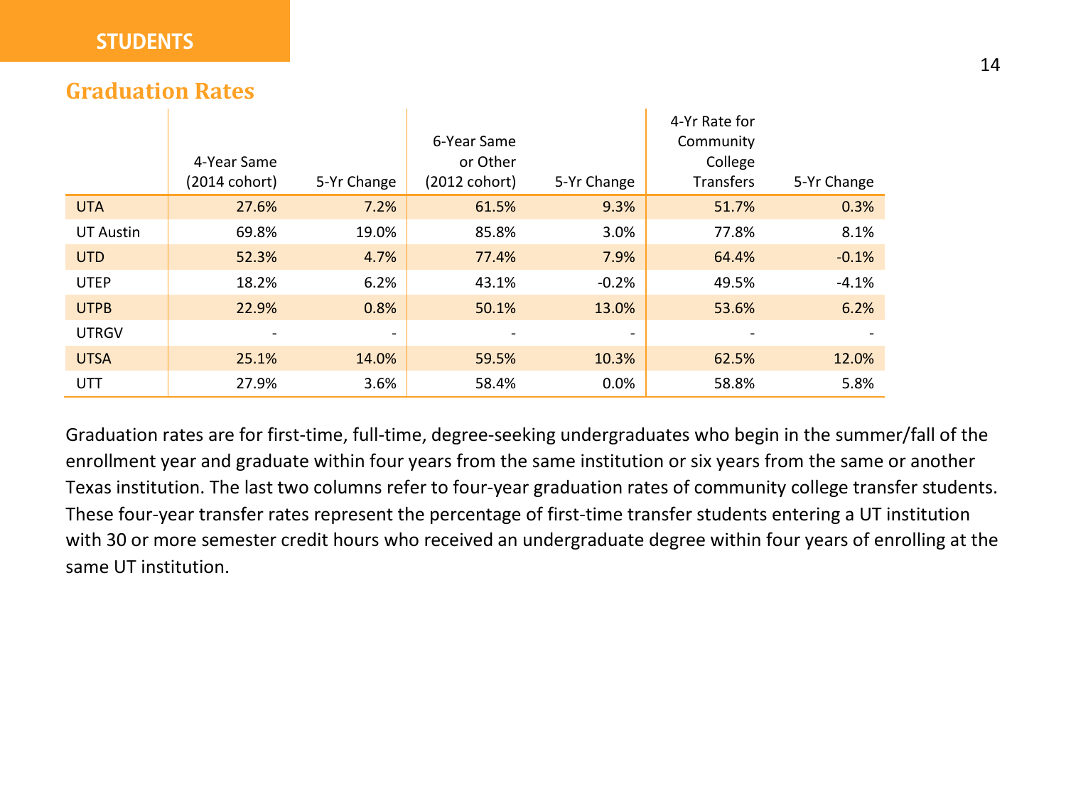STUDENTS

## Graduation Rates

| | 4-Year Same (2014 cohort) | 5-Yr Change | 6-Year Same or Other (2012 cohort) | 5-Yr Change | 4-Yr Rate for Community College Transfers | 5-Yr Change |
|---|---|---|---|---|---|---|
| UTA | 27.6% | 7.2% | 61.5% | 9.3% | 51.7% | 0.3% |
| UT Austin | 69.8% | 19.0% | 85.8% | 3.0% | 77.8% | 8.1% |
| UTD | 52.3% | 4.7% | 77.4% | 7.9% | 64.4% | -0.1% |
| UTEP | 18.2% | 6.2% | 43.1% | -0.2% | 49.5% | -4.1% |
| UTPB | 22.9% | 0.8% | 50.1% | 13.0% | 53.6% | 6.2% |
| UTRGV | - | - | - | - | - | - |
| UTSA | 25.1% | 14.0% | 59.5% | 10.3% | 62.5% | 12.0% |
| UTT | 27.9% | 3.6% | 58.4% | 0.0% | 58.8% | 5.8% |

Graduation rates are for first-time, full-time, degree-seeking undergraduates who begin in the summer/fall of the enrollment year and graduate within four years from the same institution or six years from the same or another Texas institution. The last two columns refer to four-year graduation rates of community college transfer students. These four-year transfer rates represent the percentage of first-time transfer students entering a UT institution with 30 or more semester credit hours who received an undergraduate degree within four years of enrolling at the same UT institution.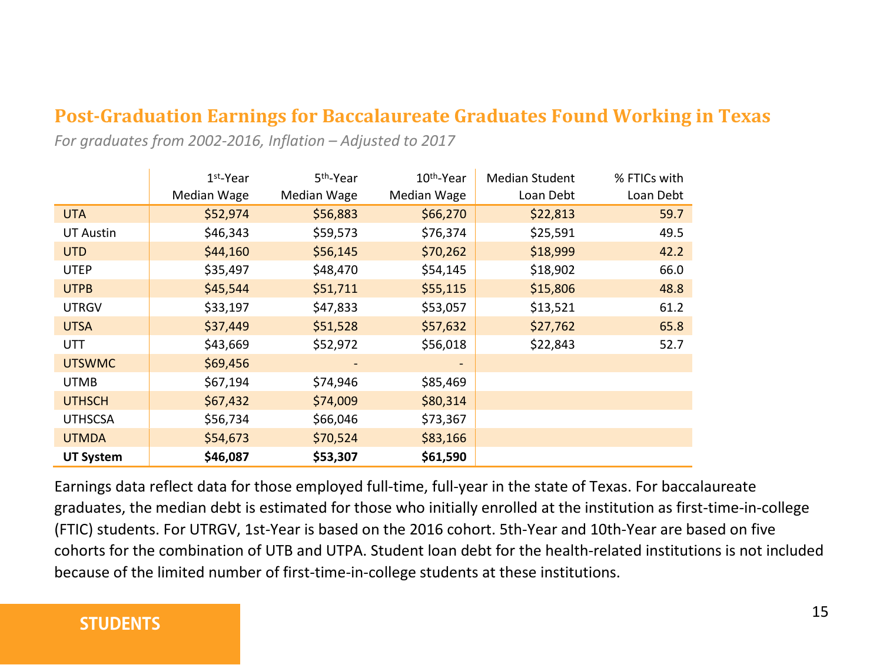## Post-Graduation Earnings for Baccalaureate Graduates Found Working in Texas

*For graduates from 2002-2016, Inflation – Adjusted to 2017*

| | 1st-Year Median Wage | 5th-Year Median Wage | 10th-Year Median Wage | Median Student Loan Debt | % FTICs with Loan Debt |
|---|---|---|---|---|---|
| UTA | $52,974 | $56,883 | $66,270 | $22,813 | 59.7 |
| UT Austin | $46,343 | $59,573 | $76,374 | $25,591 | 49.5 |
| UTD | $44,160 | $56,145 | $70,262 | $18,999 | 42.2 |
| UTEP | $35,497 | $48,470 | $54,145 | $18,902 | 66.0 |
| UTPB | $45,544 | $51,711 | $55,115 | $15,806 | 48.8 |
| UTRGV | $33,197 | $47,833 | $53,057 | $13,521 | 61.2 |
| UTSA | $37,449 | $51,528 | $57,632 | $27,762 | 65.8 |
| UTT | $43,669 | $52,972 | $56,018 | $22,843 | 52.7 |
| UTSWMC | $69,456 | - | - | | |
| UTMB | $67,194 | $74,946 | $85,469 | | |
| UTHSCH | $67,432 | $74,009 | $80,314 | | |
| UTHSCSA | $56,734 | $66,046 | $73,367 | | |
| UTMDA | $54,673 | $70,524 | $83,166 | | |
| **UT System** | **$46,087** | **$53,307** | **$61,590** | | |

Earnings data reflect data for those employed full-time, full-year in the state of Texas. For baccalaureate graduates, the median debt is estimated for those who initially enrolled at the institution as first-time-in-college (FTIC) students. For UTRGV, 1st-Year is based on the 2016 cohort. 5th-Year and 10th-Year are based on five cohorts for the combination of UTB and UTPA. Student loan debt for the health-related institutions is not included because of the limited number of first-time-in-college students at these institutions.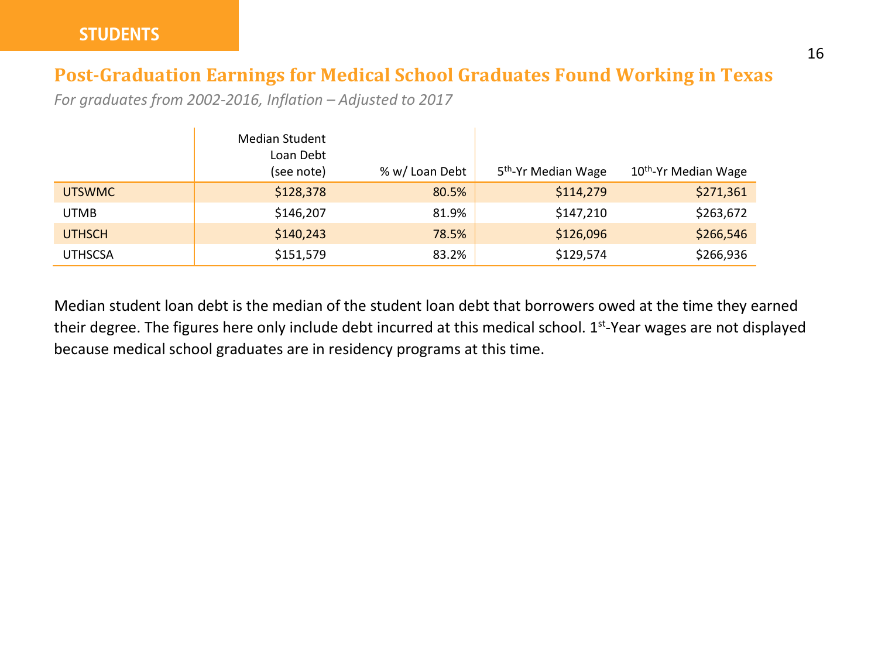STUDENTS

## Post-Graduation Earnings for Medical School Graduates Found Working in Texas

*For graduates from 2002-2016, Inflation – Adjusted to 2017*

| | Median Student Loan Debt (see note) | % w/ Loan Debt | 5th-Yr Median Wage | 10th-Yr Median Wage |
|---|---|---|---|---|
| UTSWMC | $128,378 | 80.5% | $114,279 | $271,361 |
| UTMB | $146,207 | 81.9% | $147,210 | $263,672 |
| UTHSCH | $140,243 | 78.5% | $126,096 | $266,546 |
| UTHSCSA | $151,579 | 83.2% | $129,574 | $266,936 |

Median student loan debt is the median of the student loan debt that borrowers owed at the time they earned their degree. The figures here only include debt incurred at this medical school. 1st-Year wages are not displayed because medical school graduates are in residency programs at this time.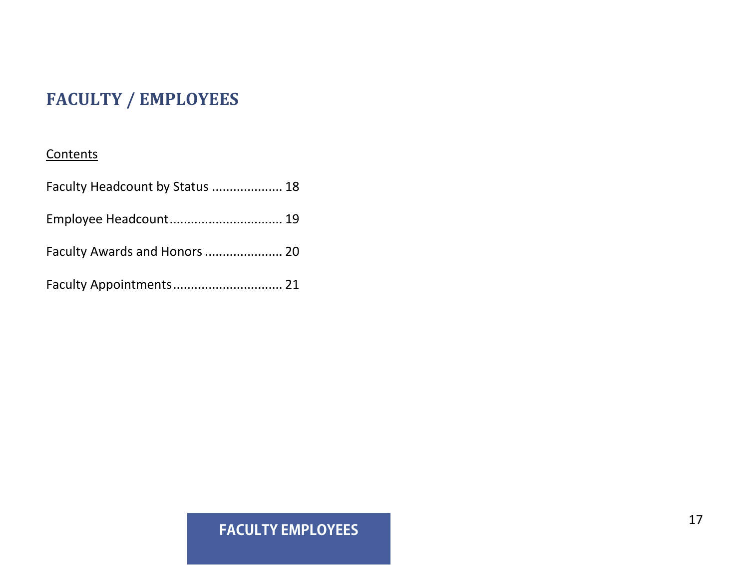# FACULTY / EMPLOYEES

Contents

Faculty Headcount by Status .................... 18

Employee Headcount............................... 19

Faculty Awards and Honors ...................... 20

Faculty Appointments............................... 21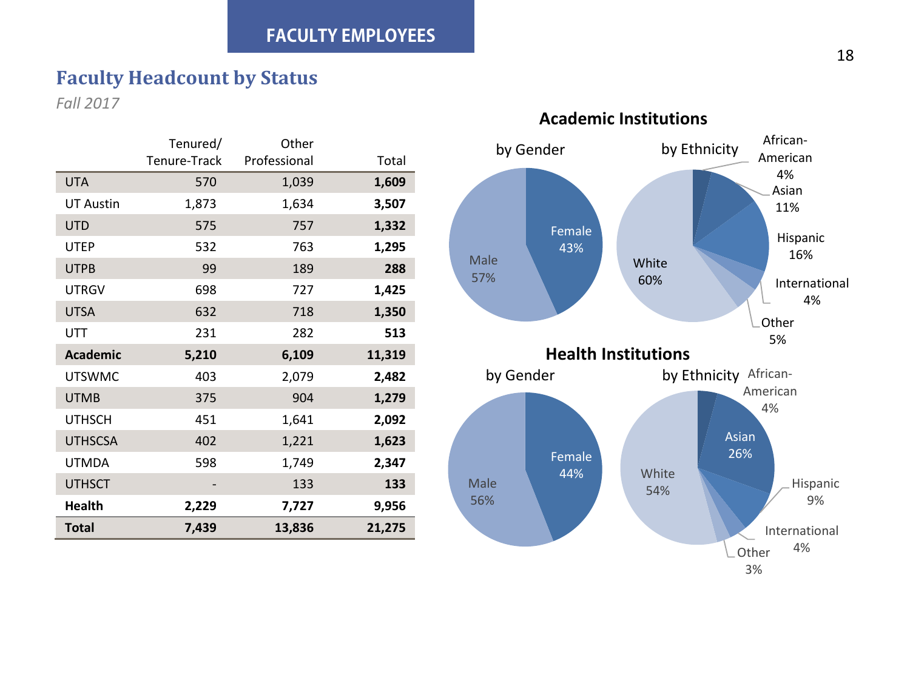## FACULTY EMPLOYEES

## Faculty Headcount by Status

*Fall 2017*

| | Tenured/ Tenure-Track | Other Professional | Total |
|---|---|---|---|
| UTA | 570 | 1,039 | **1,609** |
| UT Austin | 1,873 | 1,634 | **3,507** |
| UTD | 575 | 757 | **1,332** |
| UTEP | 532 | 763 | **1,295** |
| UTPB | 99 | 189 | **288** |
| UTRGV | 698 | 727 | **1,425** |
| UTSA | 632 | 718 | **1,350** |
| UTT | 231 | 282 | **513** |
| **Academic** | **5,210** | **6,109** | **11,319** |
| UTSWMC | 403 | 2,079 | **2,482** |
| UTMB | 375 | 904 | **1,279** |
| UTHSCH | 451 | 1,641 | **2,092** |
| UTHSCSA | 402 | 1,221 | **1,623** |
| UTMDA | 598 | 1,749 | **2,347** |
| UTHSCT | - | 133 | **133** |
| **Health** | **2,229** | **7,727** | **9,956** |
| **Total** | **7,439** | **13,836** | **21,275** |

### Academic Institutions

**by Gender**

- Female 43%
- Male 57%

**by Ethnicity**

- African-American 4%
- Asian 11%
- Hispanic 16%
- International 4%
- Other 5%
- White 60%

### Health Institutions

**by Gender**

- Female 44%
- Male 56%

**by Ethnicity**

- African-American 4%
- Asian 26%
- Hispanic 9%
- International 4%
- Other 3%
- White 54%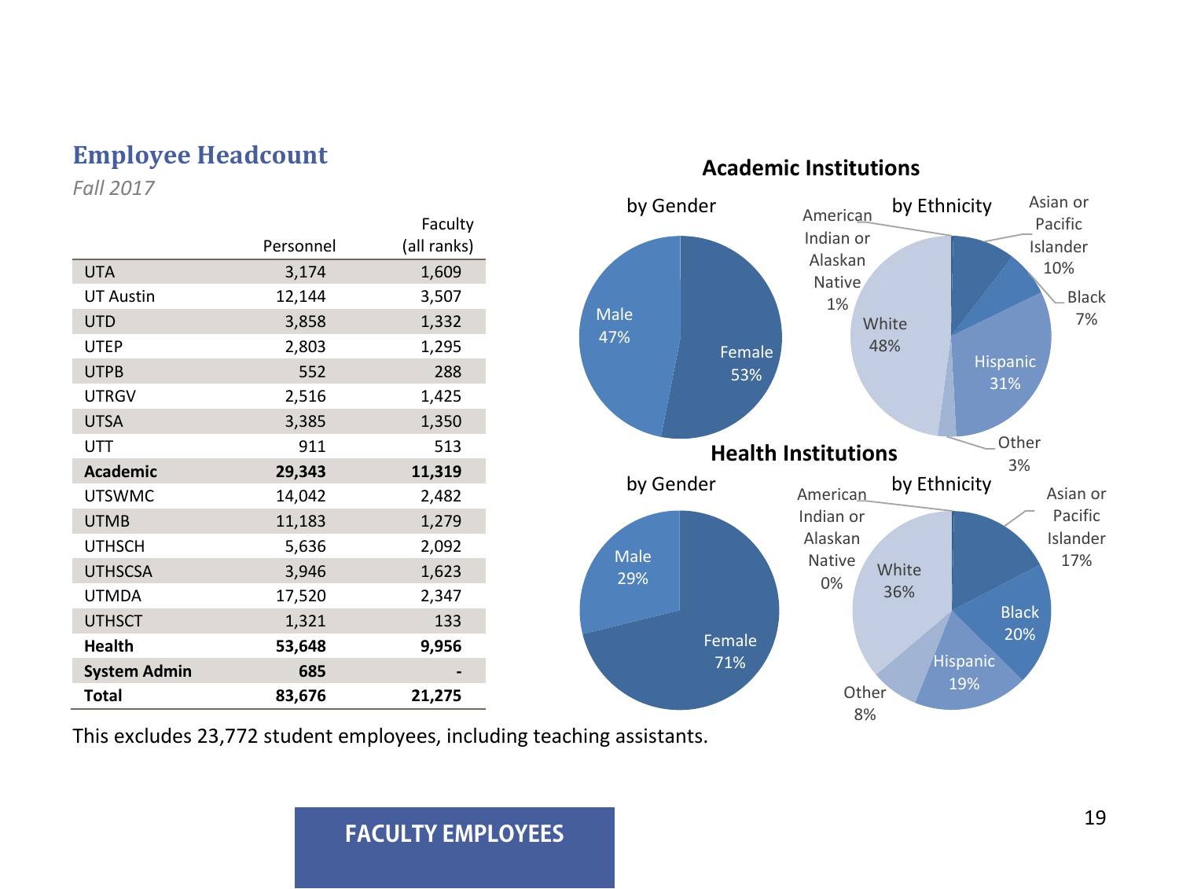## Employee Headcount

*Fall 2017*

| | Personnel | Faculty (all ranks) |
|---|---|---|
| UTA | 3,174 | 1,609 |
| UT Austin | 12,144 | 3,507 |
| UTD | 3,858 | 1,332 |
| UTEP | 2,803 | 1,295 |
| UTPB | 552 | 288 |
| UTRGV | 2,516 | 1,425 |
| UTSA | 3,385 | 1,350 |
| UTT | 911 | 513 |
| **Academic** | **29,343** | **11,319** |
| UTSWMC | 14,042 | 2,482 |
| UTMB | 11,183 | 1,279 |
| UTHSCH | 5,636 | 2,092 |
| UTHSCSA | 3,946 | 1,623 |
| UTMDA | 17,520 | 2,347 |
| UTHSCT | 1,321 | 133 |
| **Health** | **53,648** | **9,956** |
| **System Admin** | **685** | **-** |
| **Total** | **83,676** | **21,275** |

This excludes 23,772 student employees, including teaching assistants.

### Academic Institutions

**by Gender**

| Gender | Percent |
|---|---|
| Male | 47% |
| Female | 53% |

**by Ethnicity**

| Ethnicity | Percent |
|---|---|
| American Indian or Alaskan Native | 1% |
| Asian or Pacific Islander | 10% |
| Black | 7% |
| Hispanic | 31% |
| Other | 3% |
| White | 48% |

### Health Institutions

**by Gender**

| Gender | Percent |
|---|---|
| Male | 29% |
| Female | 71% |

**by Ethnicity**

| Ethnicity | Percent |
|---|---|
| American Indian or Alaskan Native | 0% |
| Asian or Pacific Islander | 17% |
| Black | 20% |
| Hispanic | 19% |
| Other | 8% |
| White | 36% |

**FACULTY EMPLOYEES**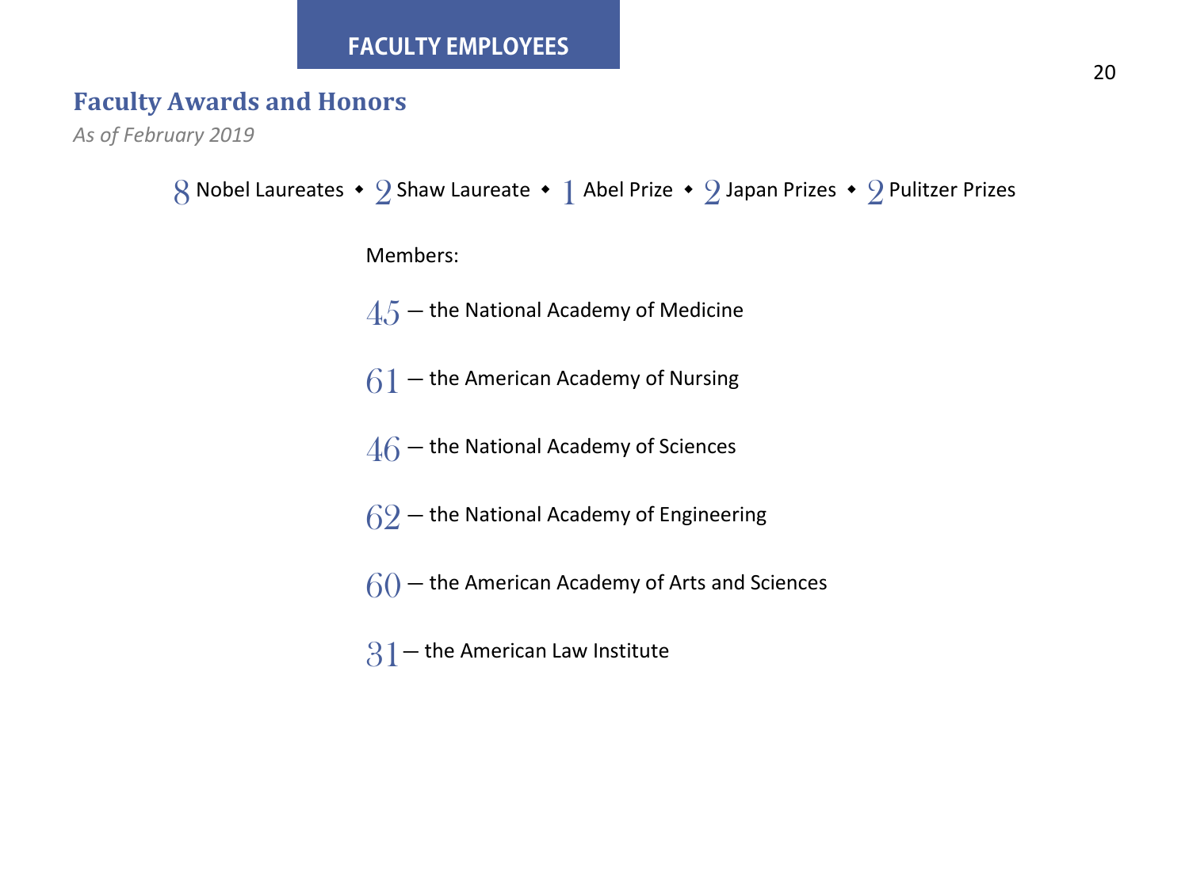# FACULTY EMPLOYEES

## Faculty Awards and Honors

*As of February 2019*

8 Nobel Laureates ◆ 2 Shaw Laureate ◆ 1 Abel Prize ◆ 2 Japan Prizes ◆ 2 Pulitzer Prizes

Members:

45 — the National Academy of Medicine

61 — the American Academy of Nursing

46 — the National Academy of Sciences

62 — the National Academy of Engineering

60 — the American Academy of Arts and Sciences

31 — the American Law Institute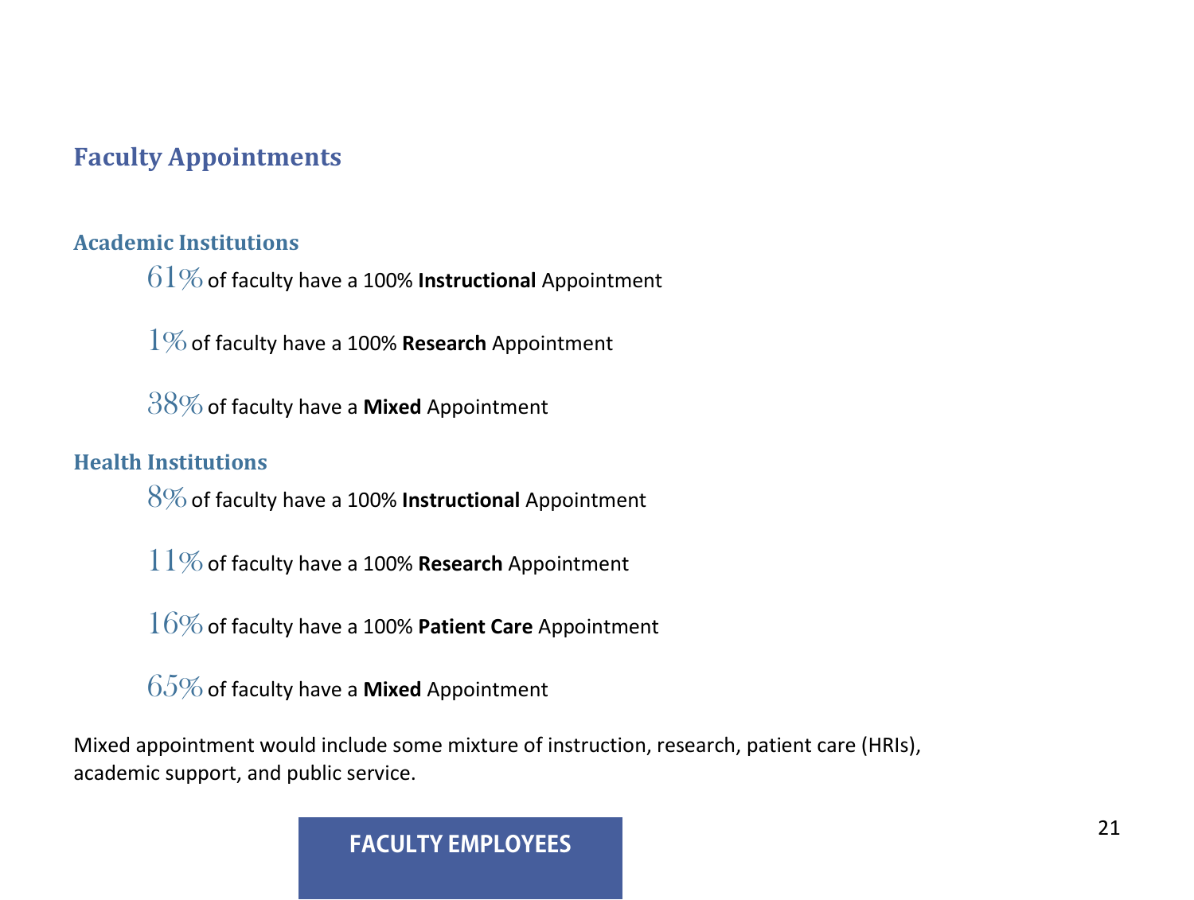## Faculty Appointments

### Academic Institutions

61% of faculty have a 100% **Instructional** Appointment

1% of faculty have a 100% **Research** Appointment

38% of faculty have a **Mixed** Appointment

### Health Institutions

8% of faculty have a 100% **Instructional** Appointment

11% of faculty have a 100% **Research** Appointment

16% of faculty have a 100% **Patient Care** Appointment

65% of faculty have a **Mixed** Appointment

Mixed appointment would include some mixture of instruction, research, patient care (HRIs), academic support, and public service.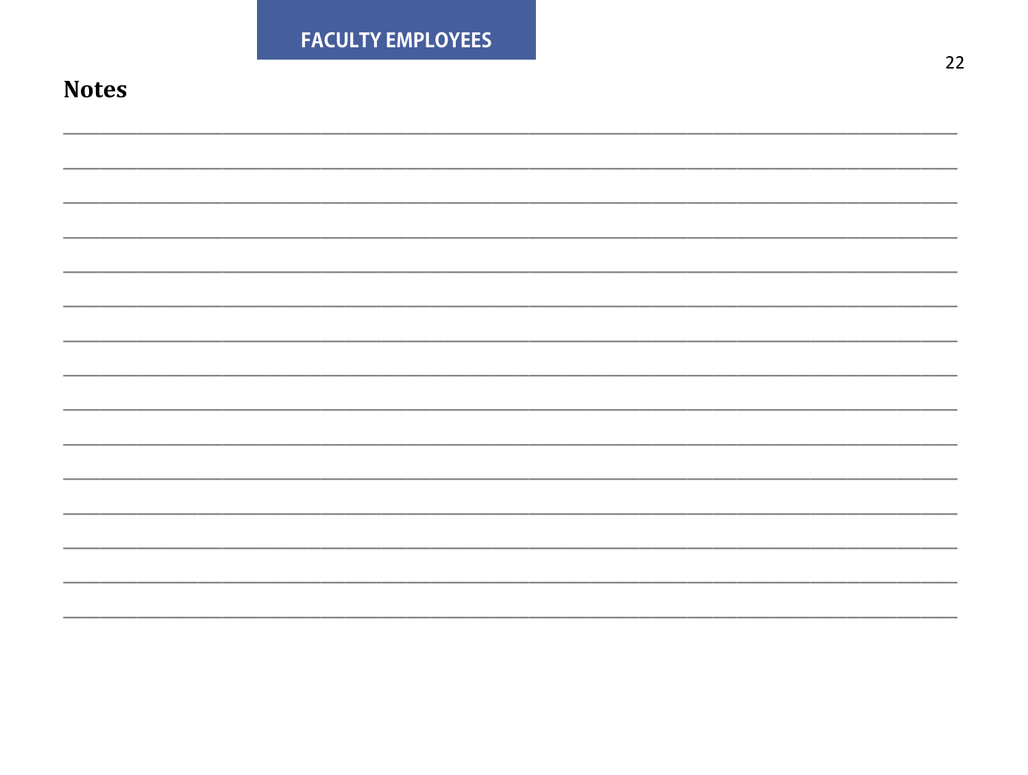## Notes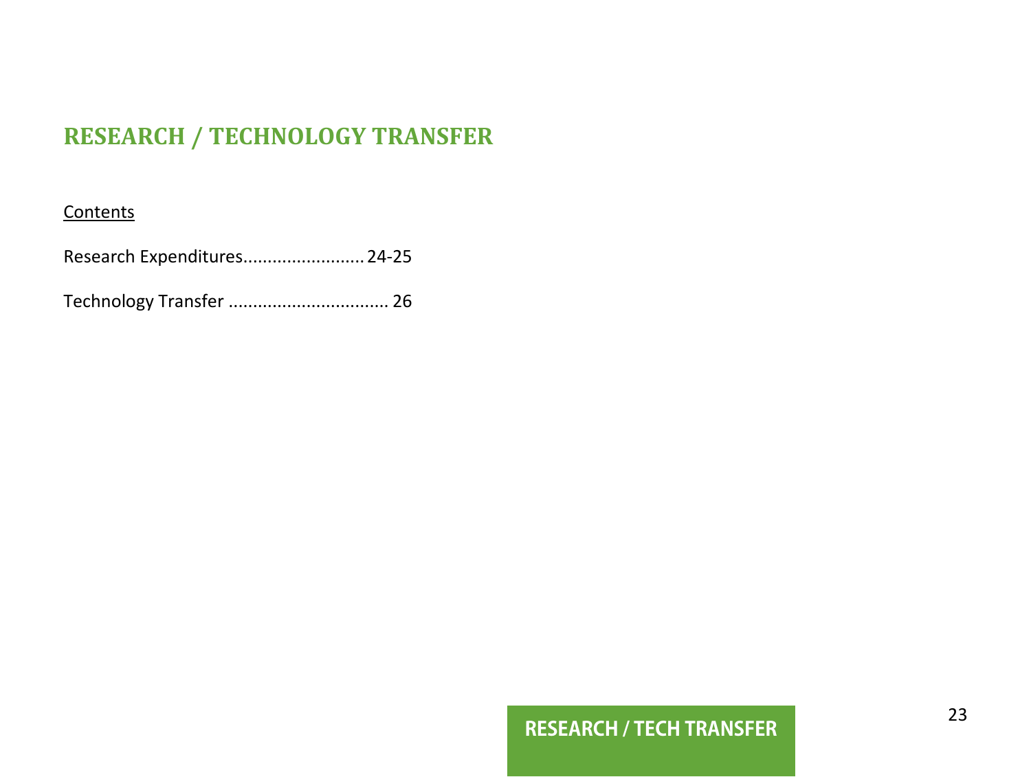# RESEARCH / TECHNOLOGY TRANSFER

Contents

Research Expenditures......................... 24-25

Technology Transfer ................................ 26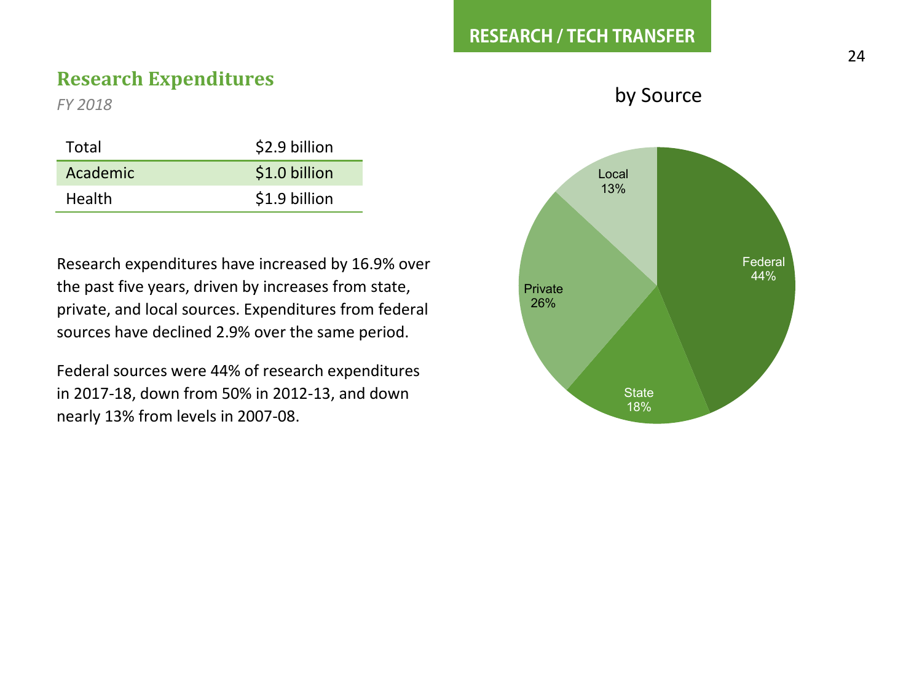RESEARCH / TECH TRANSFER

## Research Expenditures

*FY 2018*

| Total | $2.9 billion |
|---|---|
| Academic | $1.0 billion |
| Health | $1.9 billion |

Research expenditures have increased by 16.9% over the past five years, driven by increases from state, private, and local sources. Expenditures from federal sources have declined 2.9% over the same period.

Federal sources were 44% of research expenditures in 2017-18, down from 50% in 2012-13, and down nearly 13% from levels in 2007-08.

by Source

| Source | Share |
|---|---|
| Federal | 44% |
| State | 18% |
| Private | 26% |
| Local | 13% |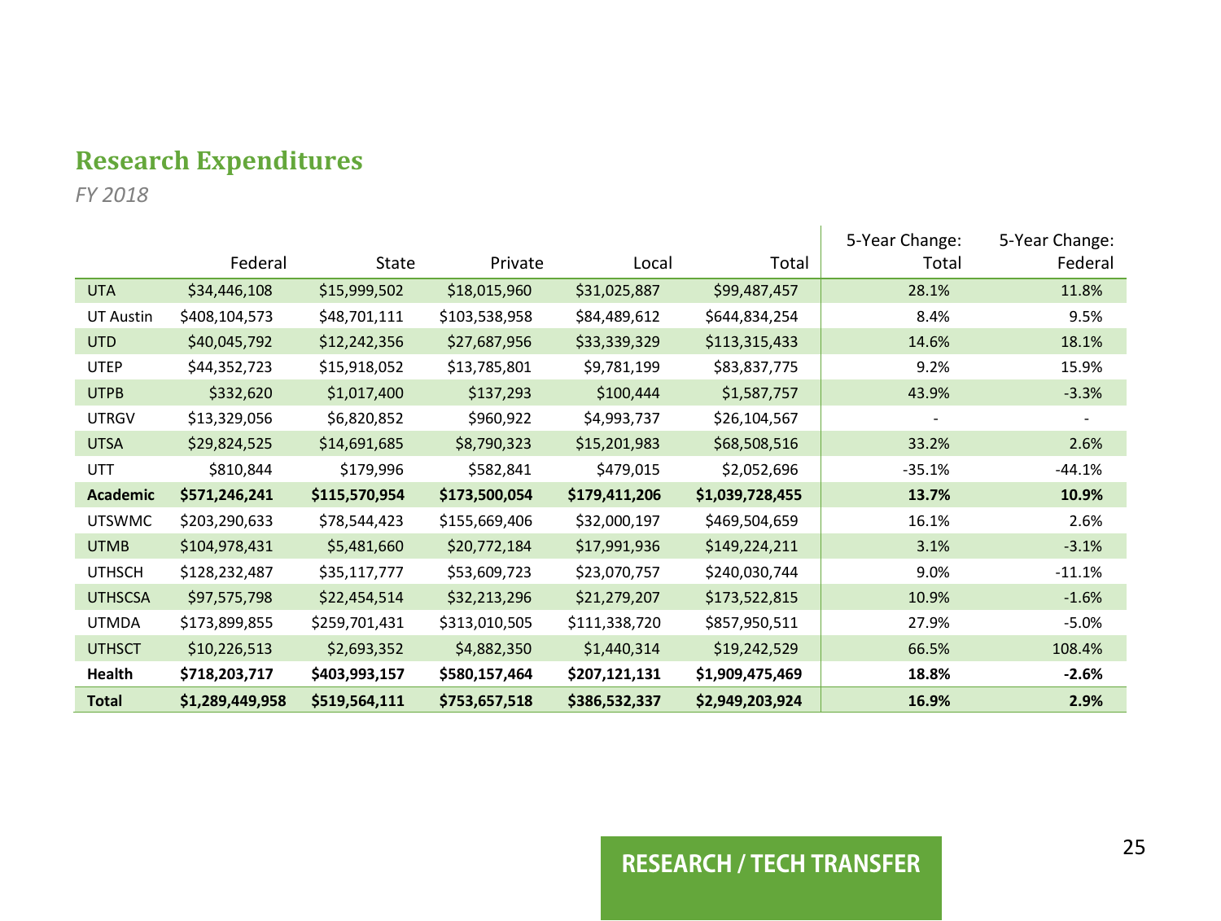## Research Expenditures

*FY 2018*

| | Federal | State | Private | Local | Total | 5-Year Change: Total | 5-Year Change: Federal |
|---|---|---|---|---|---|---|---|
| UTA | $34,446,108 | $15,999,502 | $18,015,960 | $31,025,887 | $99,487,457 | 28.1% | 11.8% |
| UT Austin | $408,104,573 | $48,701,111 | $103,538,958 | $84,489,612 | $644,834,254 | 8.4% | 9.5% |
| UTD | $40,045,792 | $12,242,356 | $27,687,956 | $33,339,329 | $113,315,433 | 14.6% | 18.1% |
| UTEP | $44,352,723 | $15,918,052 | $13,785,801 | $9,781,199 | $83,837,775 | 9.2% | 15.9% |
| UTPB | $332,620 | $1,017,400 | $137,293 | $100,444 | $1,587,757 | 43.9% | -3.3% |
| UTRGV | $13,329,056 | $6,820,852 | $960,922 | $4,993,737 | $26,104,567 | - | - |
| UTSA | $29,824,525 | $14,691,685 | $8,790,323 | $15,201,983 | $68,508,516 | 33.2% | 2.6% |
| UTT | $810,844 | $179,996 | $582,841 | $479,015 | $2,052,696 | -35.1% | -44.1% |
| **Academic** | **$571,246,241** | **$115,570,954** | **$173,500,054** | **$179,411,206** | **$1,039,728,455** | **13.7%** | **10.9%** |
| UTSWMC | $203,290,633 | $78,544,423 | $155,669,406 | $32,000,197 | $469,504,659 | 16.1% | 2.6% |
| UTMB | $104,978,431 | $5,481,660 | $20,772,184 | $17,991,936 | $149,224,211 | 3.1% | -3.1% |
| UTHSCH | $128,232,487 | $35,117,777 | $53,609,723 | $23,070,757 | $240,030,744 | 9.0% | -11.1% |
| UTHSCSA | $97,575,798 | $22,454,514 | $32,213,296 | $21,279,207 | $173,522,815 | 10.9% | -1.6% |
| UTMDA | $173,899,855 | $259,701,431 | $313,010,505 | $111,338,720 | $857,950,511 | 27.9% | -5.0% |
| UTHSCT | $10,226,513 | $2,693,352 | $4,882,350 | $1,440,314 | $19,242,529 | 66.5% | 108.4% |
| **Health** | **$718,203,717** | **$403,993,157** | **$580,157,464** | **$207,121,131** | **$1,909,475,469** | **18.8%** | **-2.6%** |
| **Total** | **$1,289,449,958** | **$519,564,111** | **$753,657,518** | **$386,532,337** | **$2,949,203,924** | **16.9%** | **2.9%** |

RESEARCH / TECH TRANSFER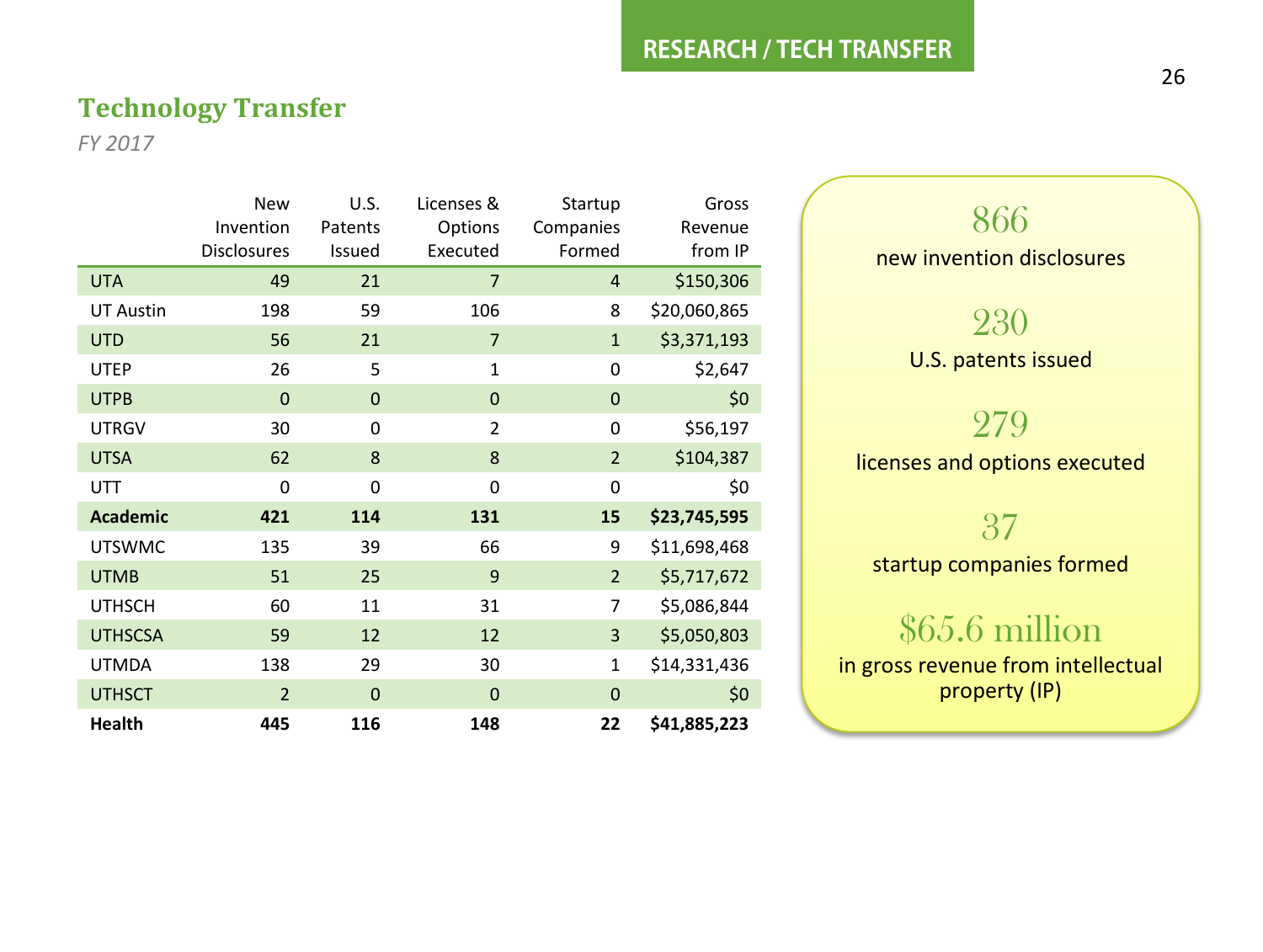## Technology Transfer

*FY 2017*

| | New Invention Disclosures | U.S. Patents Issued | Licenses & Options Executed | Startup Companies Formed | Gross Revenue from IP |
|---|---|---|---|---|---|
| UTA | 49 | 21 | 7 | 4 | $150,306 |
| UT Austin | 198 | 59 | 106 | 8 | $20,060,865 |
| UTD | 56 | 21 | 7 | 1 | $3,371,193 |
| UTEP | 26 | 5 | 1 | 0 | $2,647 |
| UTPB | 0 | 0 | 0 | 0 | $0 |
| UTRGV | 30 | 0 | 2 | 0 | $56,197 |
| UTSA | 62 | 8 | 8 | 2 | $104,387 |
| UTT | 0 | 0 | 0 | 0 | $0 |
| **Academic** | **421** | **114** | **131** | **15** | **$23,745,595** |
| UTSWMC | 135 | 39 | 66 | 9 | $11,698,468 |
| UTMB | 51 | 25 | 9 | 2 | $5,717,672 |
| UTHSCH | 60 | 11 | 31 | 7 | $5,086,844 |
| UTHSCSA | 59 | 12 | 12 | 3 | $5,050,803 |
| UTMDA | 138 | 29 | 30 | 1 | $14,331,436 |
| UTHSCT | 2 | 0 | 0 | 0 | $0 |
| **Health** | **445** | **116** | **148** | **22** | **$41,885,223** |

**866**
new invention disclosures

**230**
U.S. patents issued

**279**
licenses and options executed

**37**
startup companies formed

**$65.6 million**
in gross revenue from intellectual property (IP)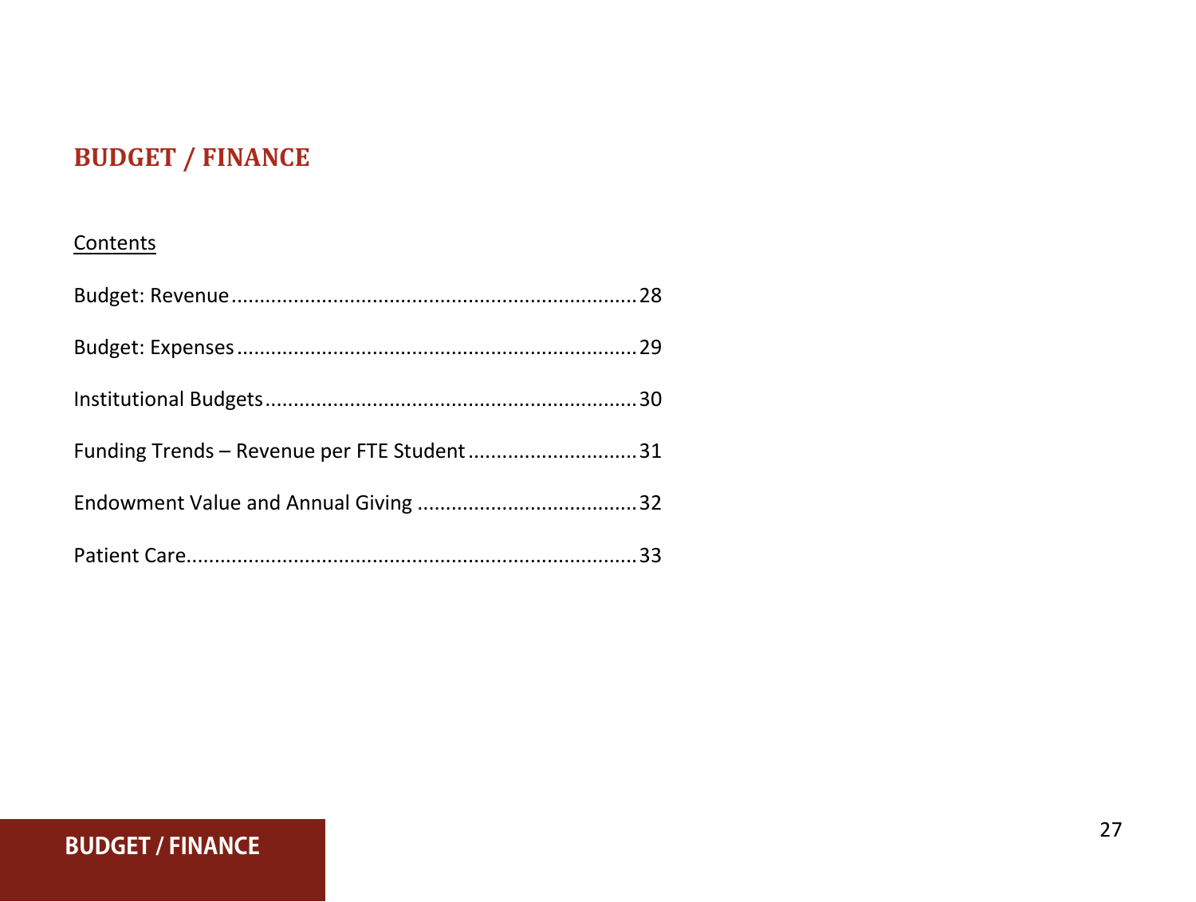# BUDGET / FINANCE

Contents

Budget: Revenue ........................................................................ 28

Budget: Expenses ...................................................................... 29

Institutional Budgets ................................................................. 30

Funding Trends – Revenue per FTE Student ............................. 31

Endowment Value and Annual Giving ...................................... 32

Patient Care ............................................................................... 33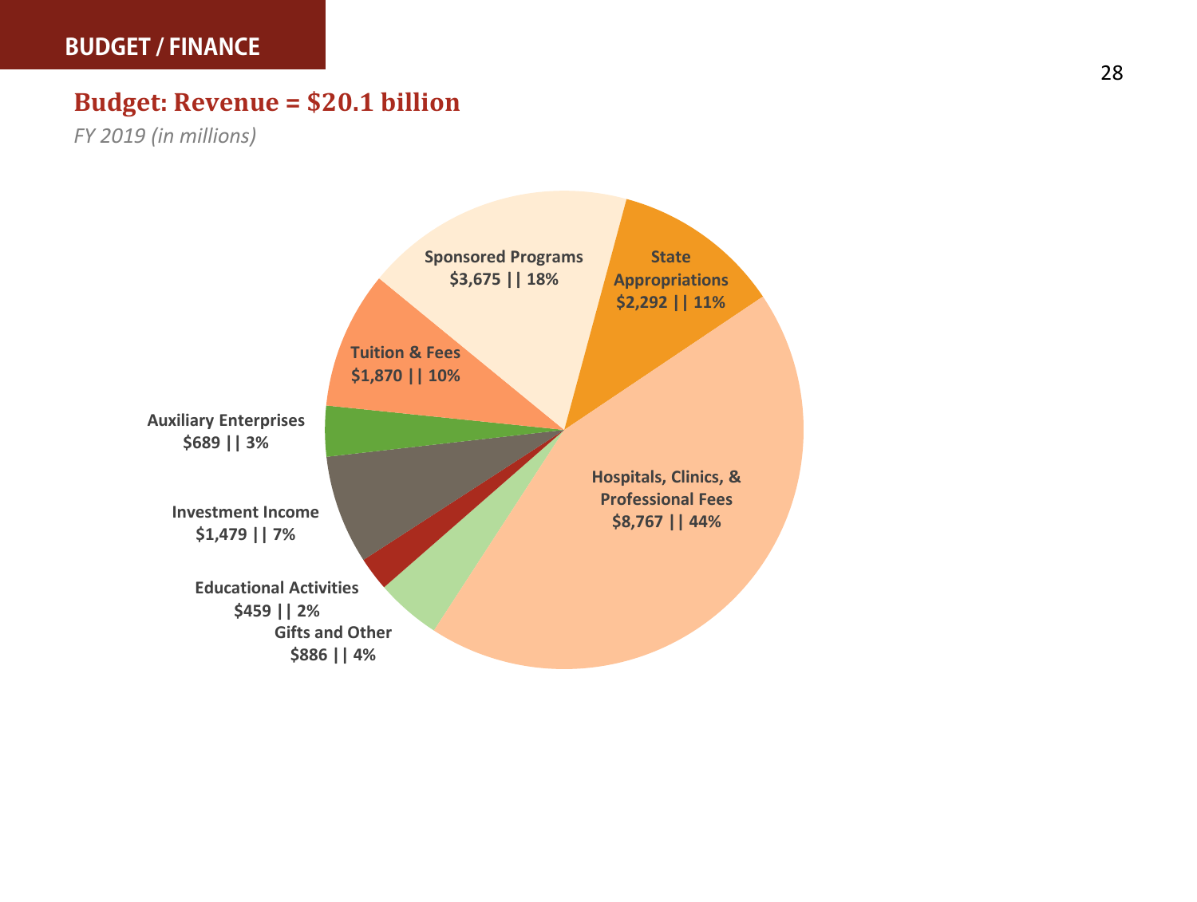BUDGET / FINANCE

## Budget: Revenue = $20.1 billion

*FY 2019 (in millions)*

| Category | Amount | Percent |
|---|---|---|
| Sponsored Programs | $3,675 | 18% |
| State Appropriations | $2,292 | 11% |
| Hospitals, Clinics, & Professional Fees | $8,767 | 44% |
| Gifts and Other | $886 | 4% |
| Educational Activities | $459 | 2% |
| Investment Income | $1,479 | 7% |
| Auxiliary Enterprises | $689 | 3% |
| Tuition & Fees | $1,870 | 10% |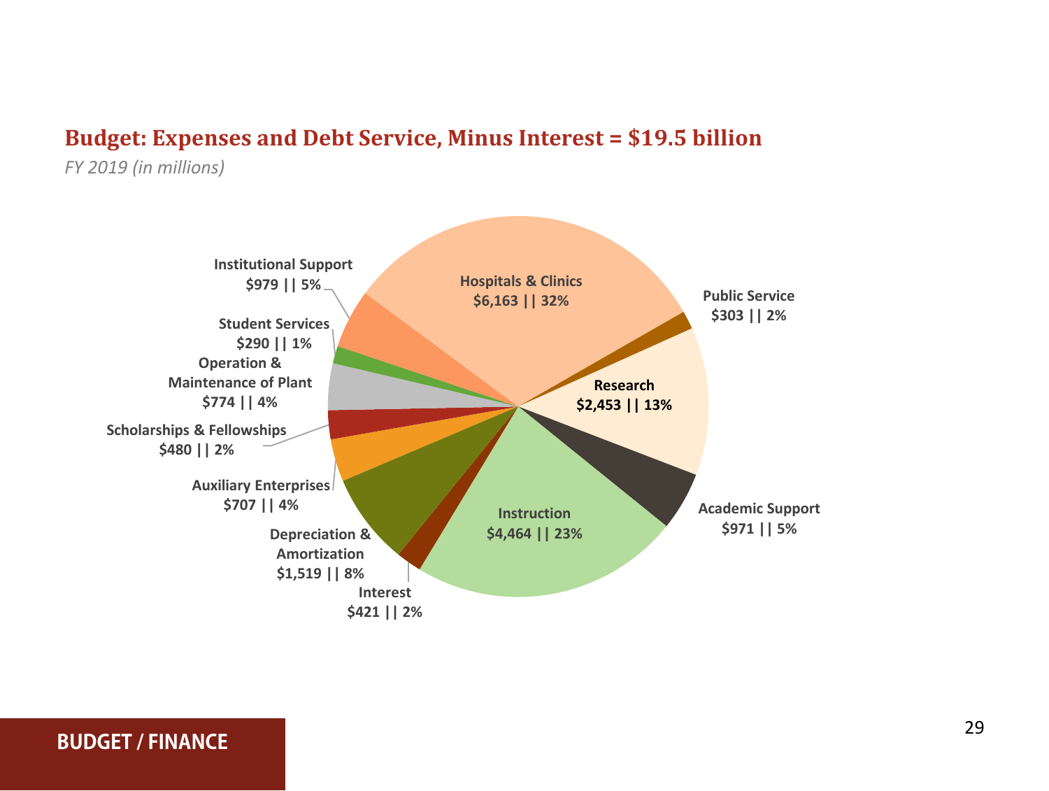## Budget: Expenses and Debt Service, Minus Interest = $19.5 billion

*FY 2019 (in millions)*

| Category | Amount | Percent |
|---|---|---|
| Hospitals & Clinics | $6,163 | 32% |
| Public Service | $303 | 2% |
| Research | $2,453 | 13% |
| Academic Support | $971 | 5% |
| Instruction | $4,464 | 23% |
| Interest | $421 | 2% |
| Depreciation & Amortization | $1,519 | 8% |
| Auxiliary Enterprises | $707 | 4% |
| Scholarships & Fellowships | $480 | 2% |
| Operation & Maintenance of Plant | $774 | 4% |
| Student Services | $290 | 1% |
| Institutional Support | $979 | 5% |

BUDGET / FINANCE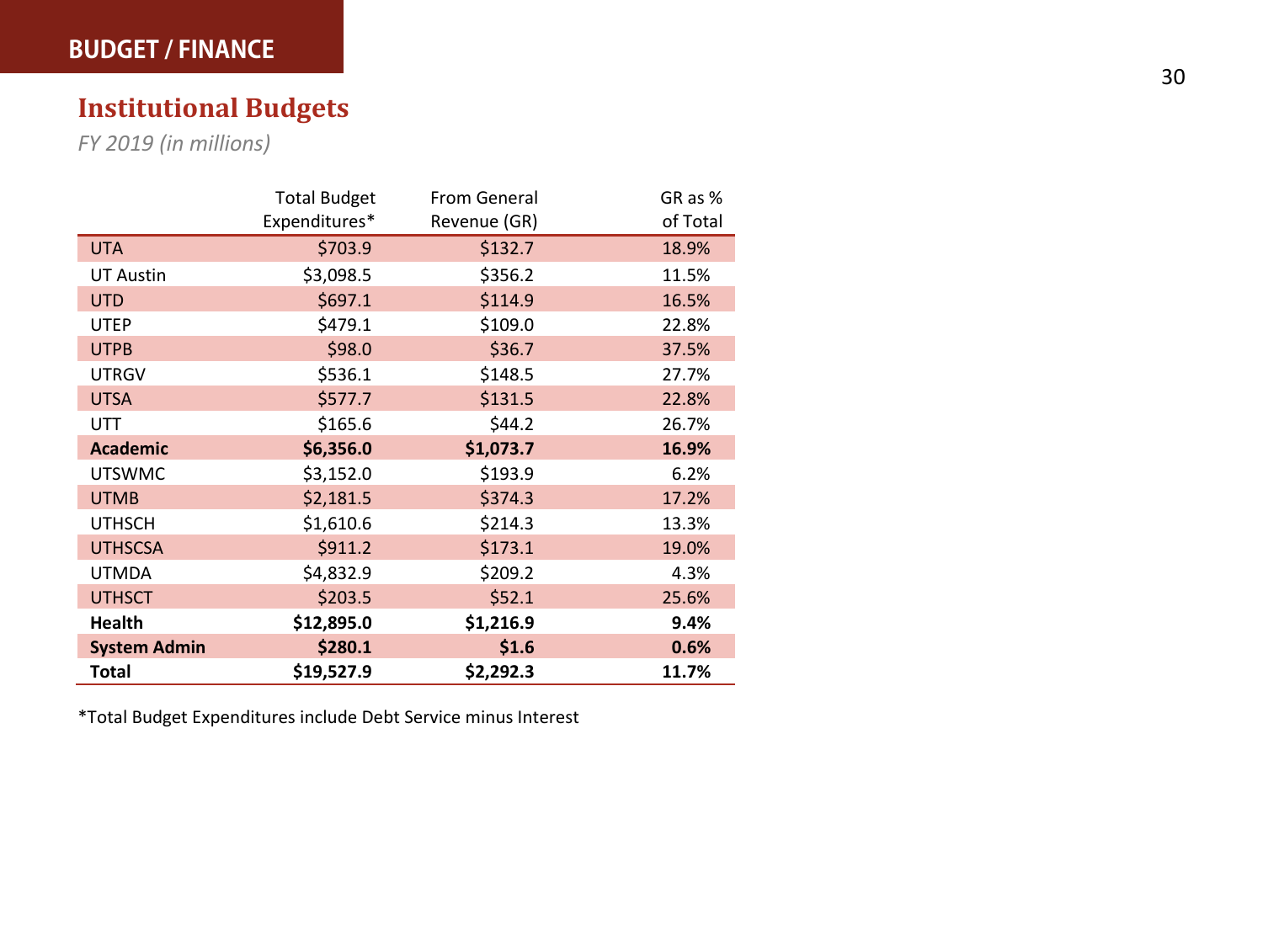BUDGET / FINANCE

## Institutional Budgets

*FY 2019 (in millions)*

| | Total Budget Expenditures* | From General Revenue (GR) | GR as % of Total |
|---|---|---|---|
| UTA | $703.9 | $132.7 | 18.9% |
| UT Austin | $3,098.5 | $356.2 | 11.5% |
| UTD | $697.1 | $114.9 | 16.5% |
| UTEP | $479.1 | $109.0 | 22.8% |
| UTPB | $98.0 | $36.7 | 37.5% |
| UTRGV | $536.1 | $148.5 | 27.7% |
| UTSA | $577.7 | $131.5 | 22.8% |
| UTT | $165.6 | $44.2 | 26.7% |
| **Academic** | **$6,356.0** | **$1,073.7** | **16.9%** |
| UTSWMC | $3,152.0 | $193.9 | 6.2% |
| UTMB | $2,181.5 | $374.3 | 17.2% |
| UTHSCH | $1,610.6 | $214.3 | 13.3% |
| UTHSCSA | $911.2 | $173.1 | 19.0% |
| UTMDA | $4,832.9 | $209.2 | 4.3% |
| UTHSCT | $203.5 | $52.1 | 25.6% |
| **Health** | **$12,895.0** | **$1,216.9** | **9.4%** |
| **System Admin** | **$280.1** | **$1.6** | **0.6%** |
| **Total** | **$19,527.9** | **$2,292.3** | **11.7%** |

*Total Budget Expenditures include Debt Service minus Interest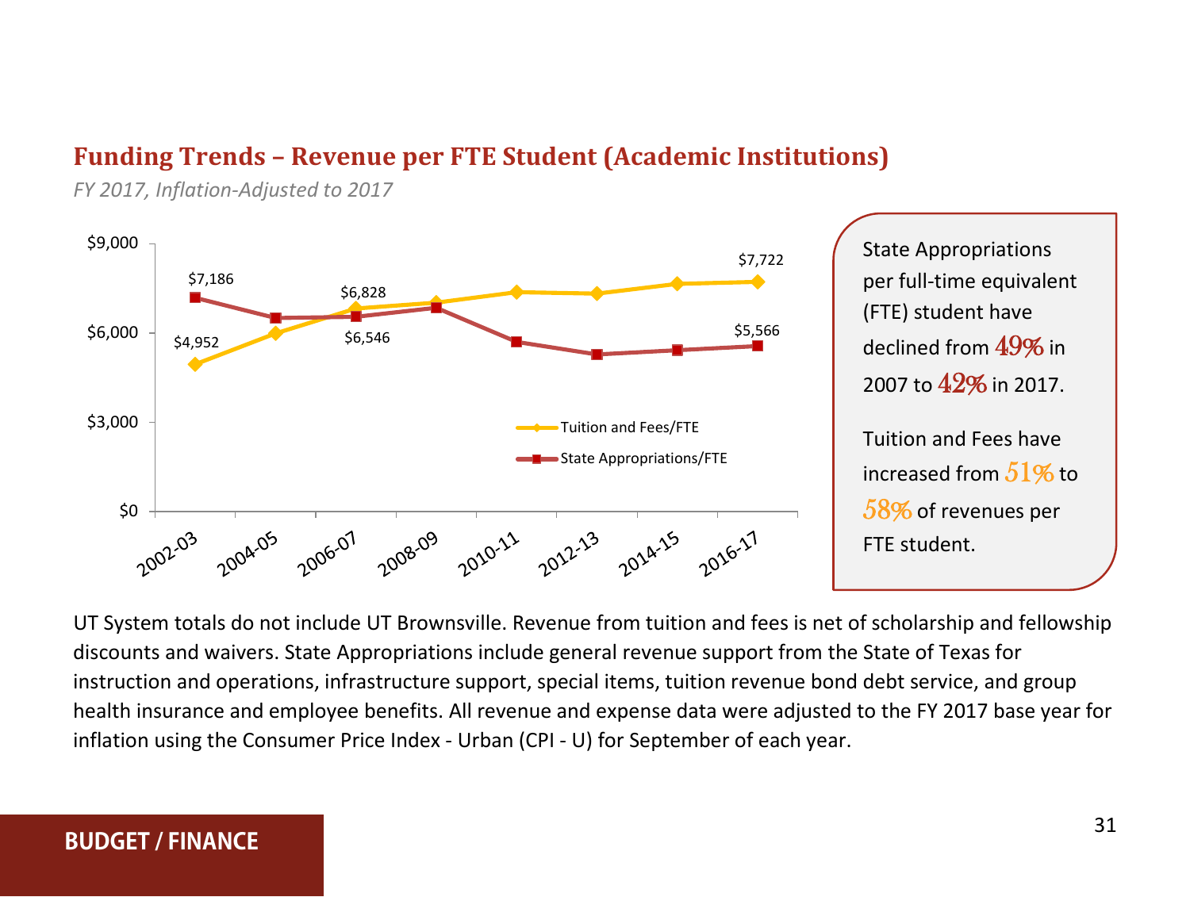## Funding Trends – Revenue per FTE Student (Academic Institutions)

*FY 2017, Inflation-Adjusted to 2017*

| Year | Tuition and Fees/FTE | State Appropriations/FTE |
|---|---|---|
| 2002-03 | $4,952 | $7,186 |
| 2006-07 | $6,828 | $6,546 |
| 2016-17 | $7,722 | $5,566 |

State Appropriations per full-time equivalent (FTE) student have declined from 49% in 2007 to 42% in 2017.

Tuition and Fees have increased from 51% to 58% of revenues per FTE student.

UT System totals do not include UT Brownsville. Revenue from tuition and fees is net of scholarship and fellowship discounts and waivers. State Appropriations include general revenue support from the State of Texas for instruction and operations, infrastructure support, special items, tuition revenue bond debt service, and group health insurance and employee benefits. All revenue and expense data were adjusted to the FY 2017 base year for inflation using the Consumer Price Index - Urban (CPI - U) for September of each year.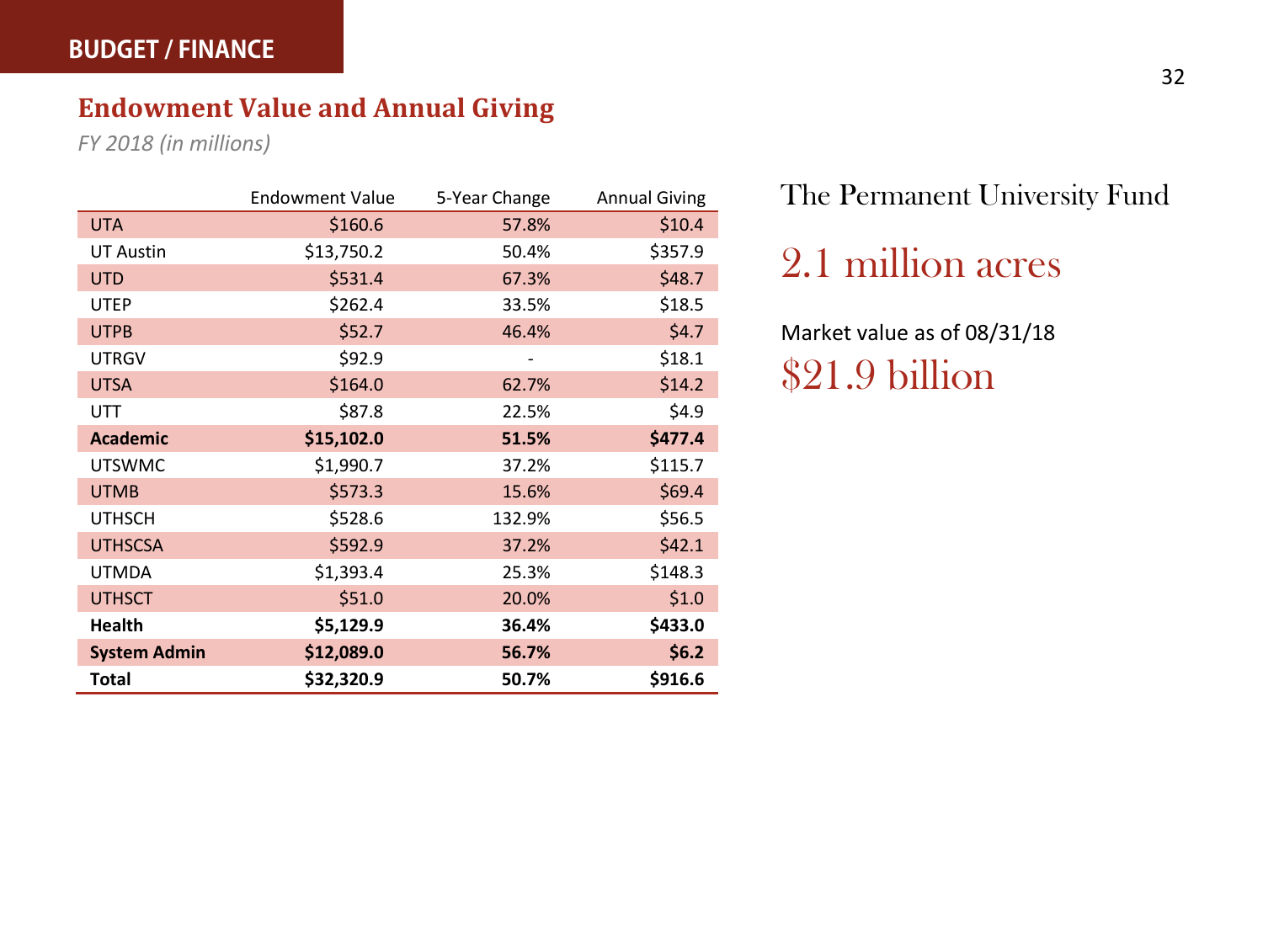BUDGET / FINANCE

## Endowment Value and Annual Giving

*FY 2018 (in millions)*

| | Endowment Value | 5-Year Change | Annual Giving |
|---|---|---|---|
| UTA | $160.6 | 57.8% | $10.4 |
| UT Austin | $13,750.2 | 50.4% | $357.9 |
| UTD | $531.4 | 67.3% | $48.7 |
| UTEP | $262.4 | 33.5% | $18.5 |
| UTPB | $52.7 | 46.4% | $4.7 |
| UTRGV | $92.9 | - | $18.1 |
| UTSA | $164.0 | 62.7% | $14.2 |
| UTT | $87.8 | 22.5% | $4.9 |
| **Academic** | **$15,102.0** | **51.5%** | **$477.4** |
| UTSWMC | $1,990.7 | 37.2% | $115.7 |
| UTMB | $573.3 | 15.6% | $69.4 |
| UTHSCH | $528.6 | 132.9% | $56.5 |
| UTHSCSA | $592.9 | 37.2% | $42.1 |
| UTMDA | $1,393.4 | 25.3% | $148.3 |
| UTHSCT | $51.0 | 20.0% | $1.0 |
| **Health** | **$5,129.9** | **36.4%** | **$433.0** |
| **System Admin** | **$12,089.0** | **56.7%** | **$6.2** |
| **Total** | **$32,320.9** | **50.7%** | **$916.6** |

The Permanent University Fund

2.1 million acres

Market value as of 08/31/18

$21.9 billion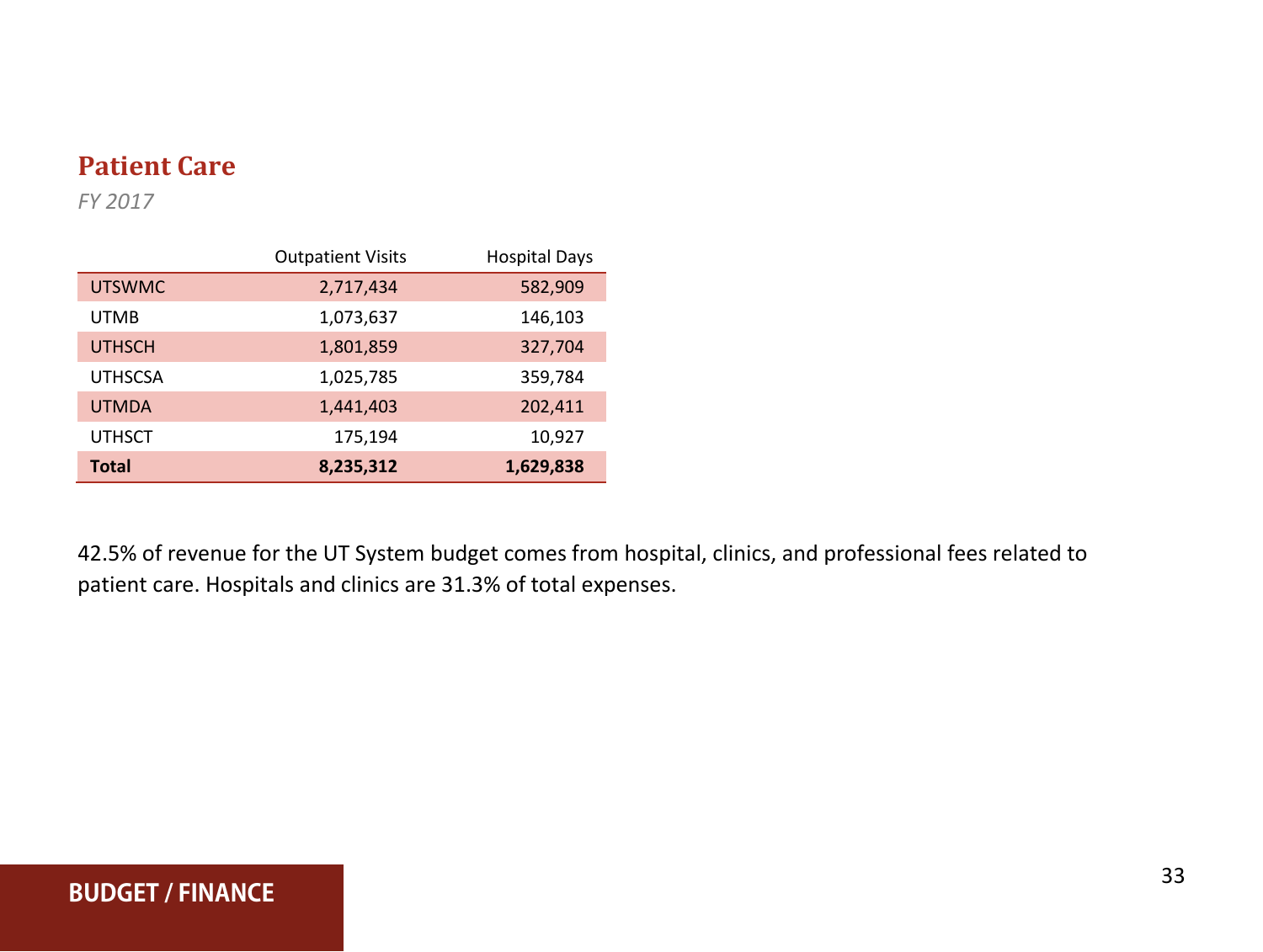## Patient Care

*FY 2017*

| | Outpatient Visits | Hospital Days |
|---|---|---|
| UTSWMC | 2,717,434 | 582,909 |
| UTMB | 1,073,637 | 146,103 |
| UTHSCH | 1,801,859 | 327,704 |
| UTHSCSA | 1,025,785 | 359,784 |
| UTMDA | 1,441,403 | 202,411 |
| UTHSCT | 175,194 | 10,927 |
| **Total** | **8,235,312** | **1,629,838** |

42.5% of revenue for the UT System budget comes from hospital, clinics, and professional fees related to patient care. Hospitals and clinics are 31.3% of total expenses.

**BUDGET / FINANCE**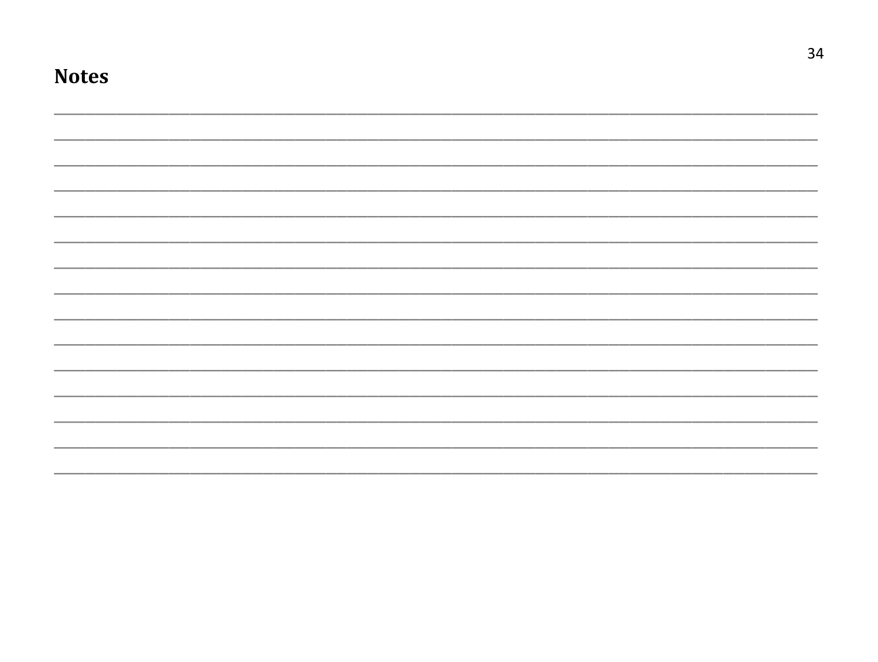# Notes

_______________________________________________________________________________

_______________________________________________________________________________

_______________________________________________________________________________

_______________________________________________________________________________

_______________________________________________________________________________

_______________________________________________________________________________

_______________________________________________________________________________

_______________________________________________________________________________

_______________________________________________________________________________

_______________________________________________________________________________

_______________________________________________________________________________

_______________________________________________________________________________

_______________________________________________________________________________

_______________________________________________________________________________

_______________________________________________________________________________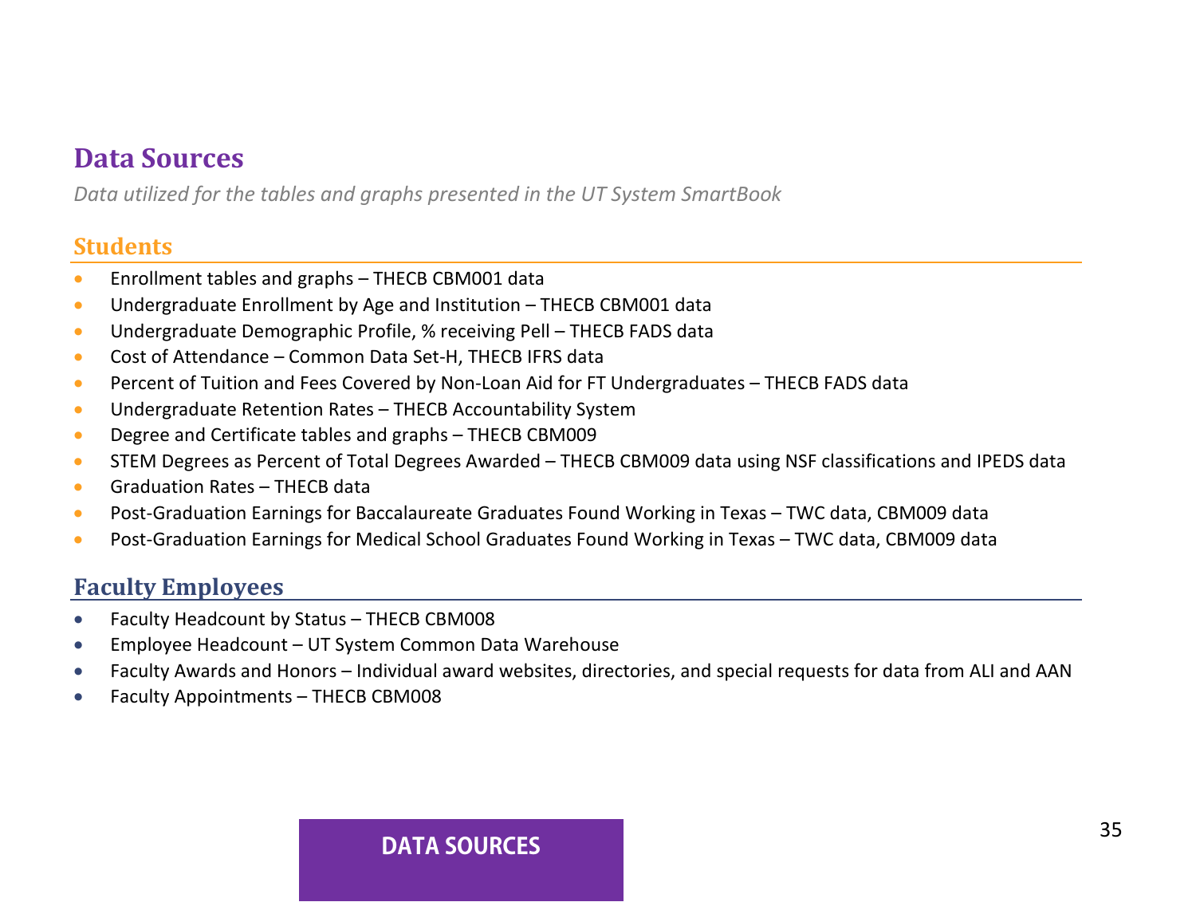# Data Sources

*Data utilized for the tables and graphs presented in the UT System SmartBook*

## Students

- Enrollment tables and graphs – THECB CBM001 data
- Undergraduate Enrollment by Age and Institution – THECB CBM001 data
- Undergraduate Demographic Profile, % receiving Pell – THECB FADS data
- Cost of Attendance – Common Data Set-H, THECB IFRS data
- Percent of Tuition and Fees Covered by Non-Loan Aid for FT Undergraduates – THECB FADS data
- Undergraduate Retention Rates – THECB Accountability System
- Degree and Certificate tables and graphs – THECB CBM009
- STEM Degrees as Percent of Total Degrees Awarded – THECB CBM009 data using NSF classifications and IPEDS data
- Graduation Rates – THECB data
- Post-Graduation Earnings for Baccalaureate Graduates Found Working in Texas – TWC data, CBM009 data
- Post-Graduation Earnings for Medical School Graduates Found Working in Texas – TWC data, CBM009 data

## Faculty Employees

- Faculty Headcount by Status – THECB CBM008
- Employee Headcount – UT System Common Data Warehouse
- Faculty Awards and Honors – Individual award websites, directories, and special requests for data from ALI and AAN
- Faculty Appointments – THECB CBM008

DATA SOURCES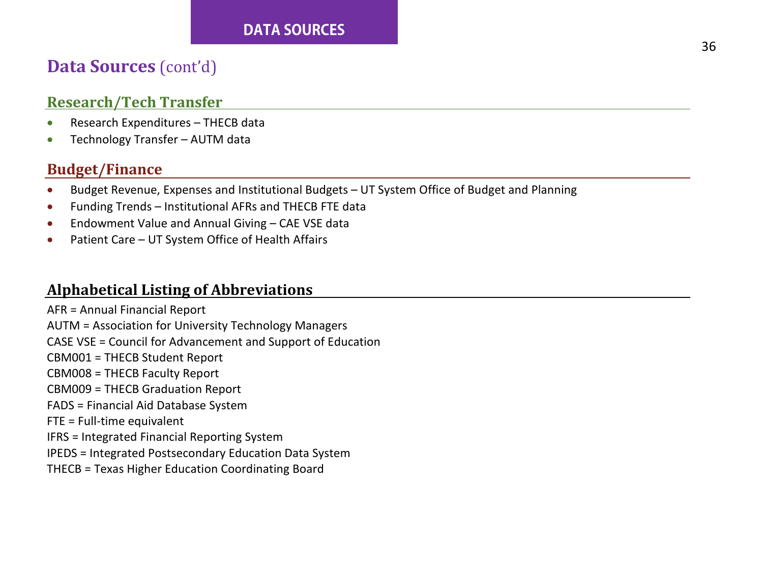## Data Sources (cont'd)

### Research/Tech Transfer

- Research Expenditures – THECB data
- Technology Transfer – AUTM data

### Budget/Finance

- Budget Revenue, Expenses and Institutional Budgets – UT System Office of Budget and Planning
- Funding Trends – Institutional AFRs and THECB FTE data
- Endowment Value and Annual Giving – CAE VSE data
- Patient Care – UT System Office of Health Affairs

### Alphabetical Listing of Abbreviations

AFR = Annual Financial Report
AUTM = Association for University Technology Managers
CASE VSE = Council for Advancement and Support of Education
CBM001 = THECB Student Report
CBM008 = THECB Faculty Report
CBM009 = THECB Graduation Report
FADS = Financial Aid Database System
FTE = Full-time equivalent
IFRS = Integrated Financial Reporting System
IPEDS = Integrated Postsecondary Education Data System
THECB = Texas Higher Education Coordinating Board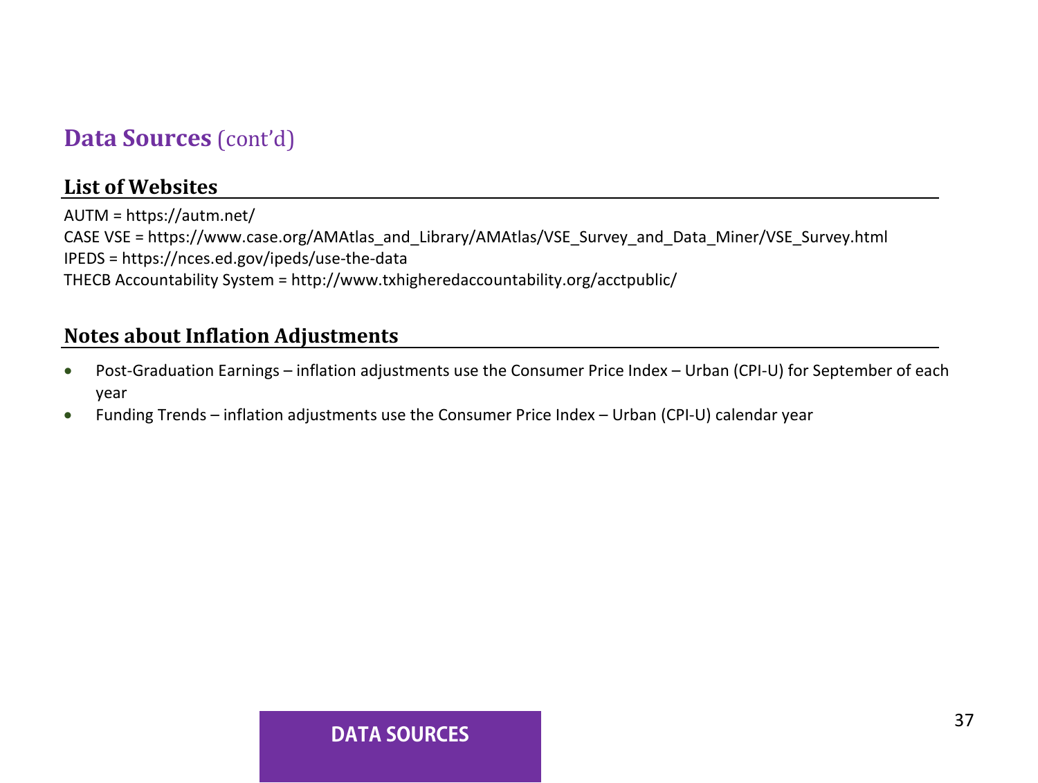# Data Sources (cont'd)

## List of Websites

AUTM = https://autm.net/
CASE VSE = https://www.case.org/AMAtlas_and_Library/AMAtlas/VSE_Survey_and_Data_Miner/VSE_Survey.html
IPEDS = https://nces.ed.gov/ipeds/use-the-data
THECB Accountability System = http://www.txhigheredaccountability.org/acctpublic/

## Notes about Inflation Adjustments

- Post-Graduation Earnings – inflation adjustments use the Consumer Price Index – Urban (CPI-U) for September of each year
- Funding Trends – inflation adjustments use the Consumer Price Index – Urban (CPI-U) calendar year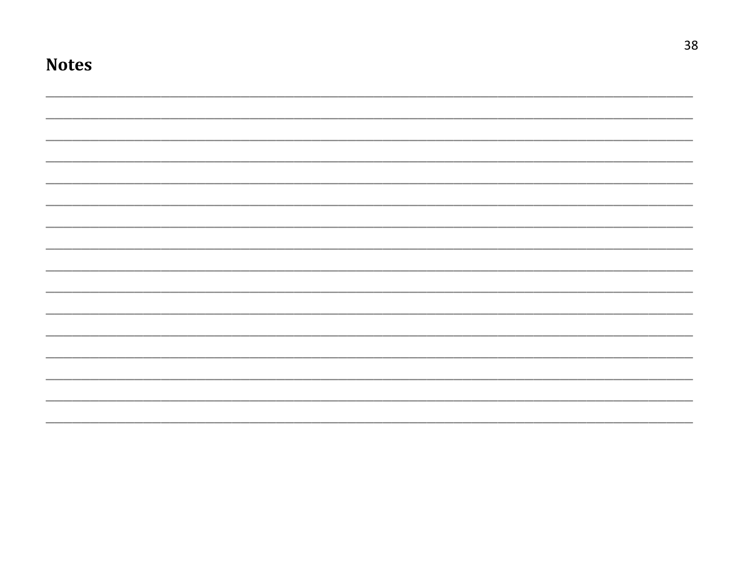**Notes**

_______________________________________________________________________________

_______________________________________________________________________________

_______________________________________________________________________________

_______________________________________________________________________________

_______________________________________________________________________________

_______________________________________________________________________________

_______________________________________________________________________________

_______________________________________________________________________________

_______________________________________________________________________________

_______________________________________________________________________________

_______________________________________________________________________________

_______________________________________________________________________________

_______________________________________________________________________________

_______________________________________________________________________________

_______________________________________________________________________________

_______________________________________________________________________________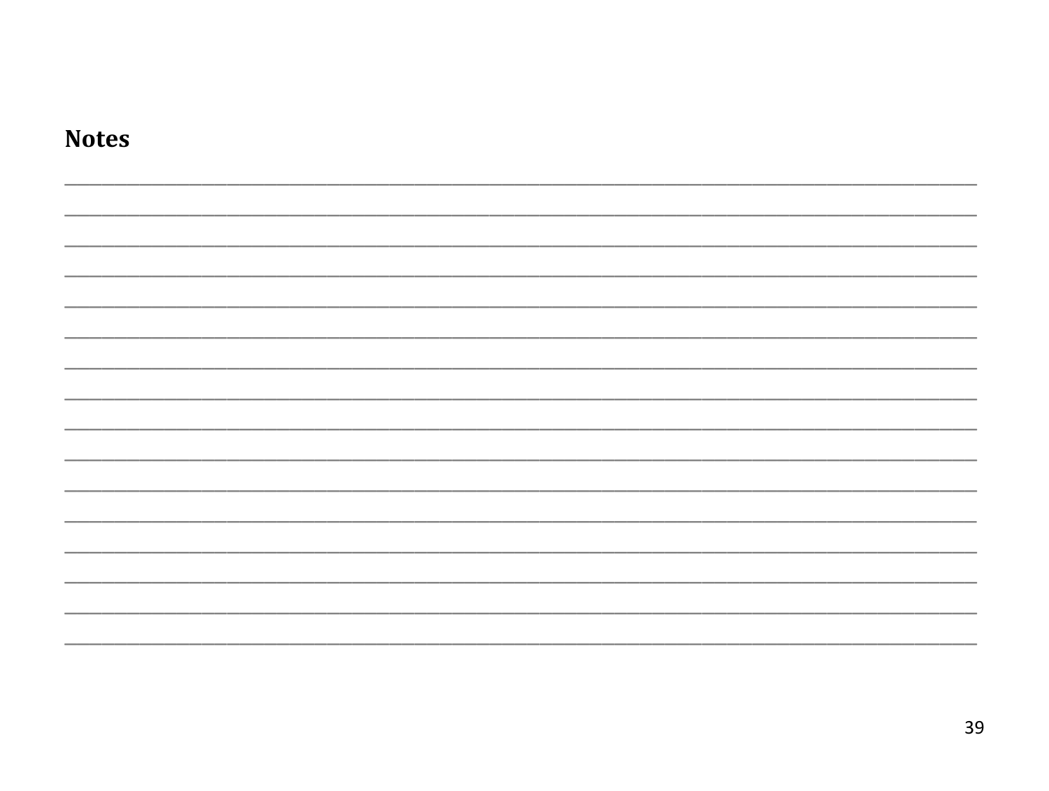## Notes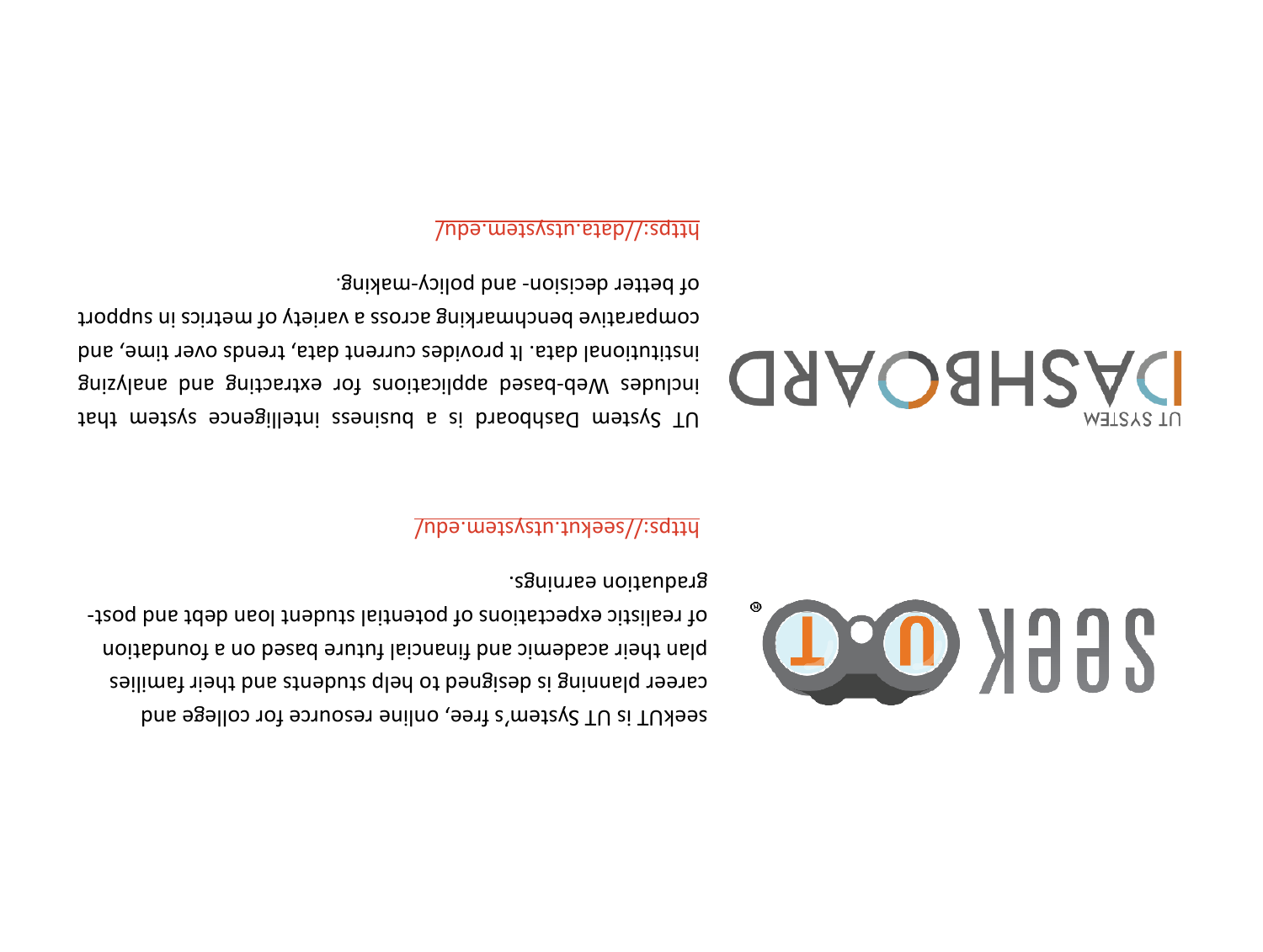UT SYSTEM DASHBOARD

UT System Dashboard is a business intelligence system that includes Web-based applications for extracting and analyzing institutional data. It provides current data, trends over time, and comparative benchmarking across a variety of metrics in support of better decision- and policy-making.

https://data.utsystem.edu/

seekUT

seekUT is UT System's free, online resource for college and career planning is designed to help students and their families plan their academic and financial future based on a foundation of realistic expectations of potential student loan debt and post-graduation earnings.

https://seekut.utsystem.edu/